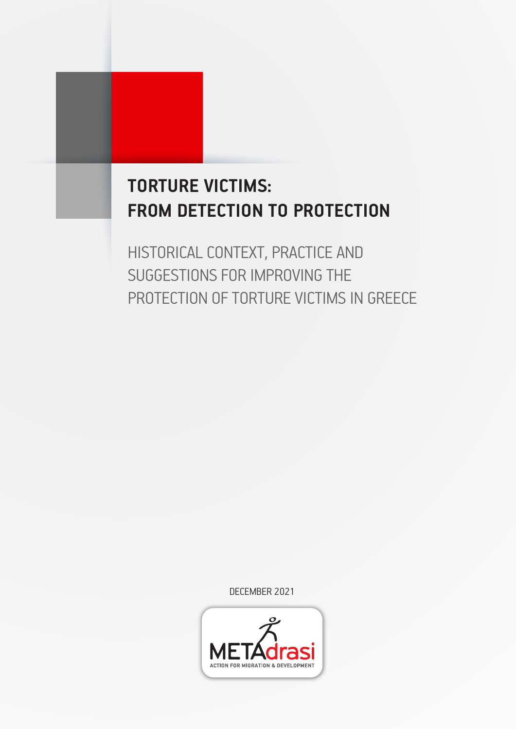# TORTURE VICTIMS: FROM DETECTION TO PROTECTION

## HISTORICAL CONTEXT, PRACTICE AND SUGGESTIONS FOR IMPROVING THE PROTECTION OF TORTURE VICTIMS IN GREECE

DECEMBER 2021

METAdrasi

ACTION FOR MIGRATION & DEVELOPMENT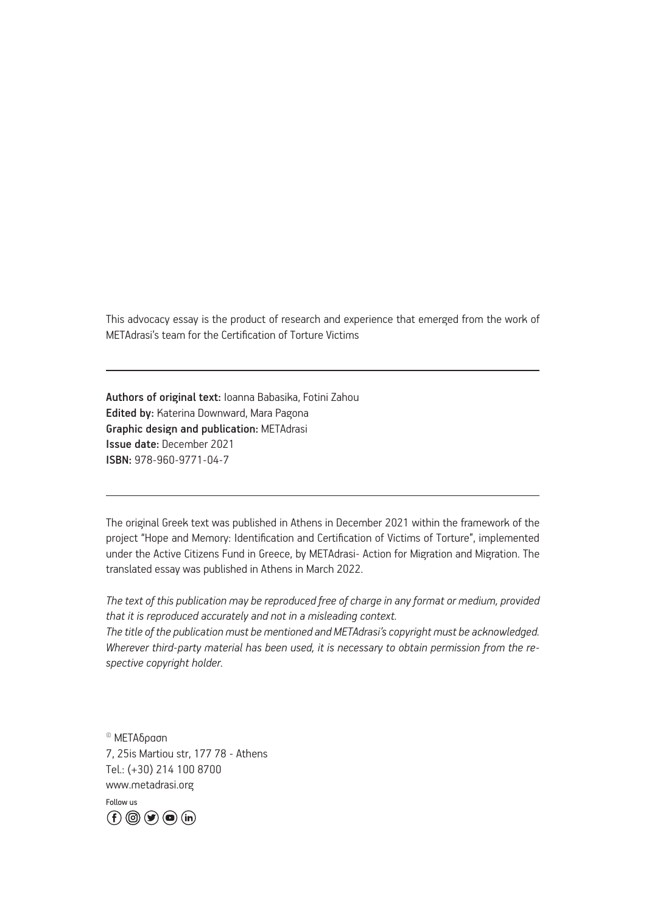This advocacy essay is the product of research and experience that emerged from the work of METAdrasi's team for the Certification of Torture Victims

---

**Authors of original text:** Ioanna Babasika, Fotini Zahou
**Edited by:** Katerina Downward, Mara Pagona
**Graphic design and publication:** METAdrasi
**Issue date:** December 2021
**ISBN:** 978-960-9771-04-7

---

The original Greek text was published in Athens in December 2021 within the framework of the project "Hope and Memory: Identification and Certification of Victims of Torture", implemented under the Active Citizens Fund in Greece, by METAdrasi- Action for Migration and Migration. The translated essay was published in Athens in March 2022.

*The text of this publication may be reproduced free of charge in any format or medium, provided that it is reproduced accurately and not in a misleading context.*
*The title of the publication must be mentioned and METAdrasi's copyright must be acknowledged. Wherever third-party material has been used, it is necessary to obtain permission from the respective copyright holder.*

© METAδραση
7, 25is Martiou str, 177 78 - Athens
Tel.: (+30) 214 100 8700
www.metadrasi.org

Follow us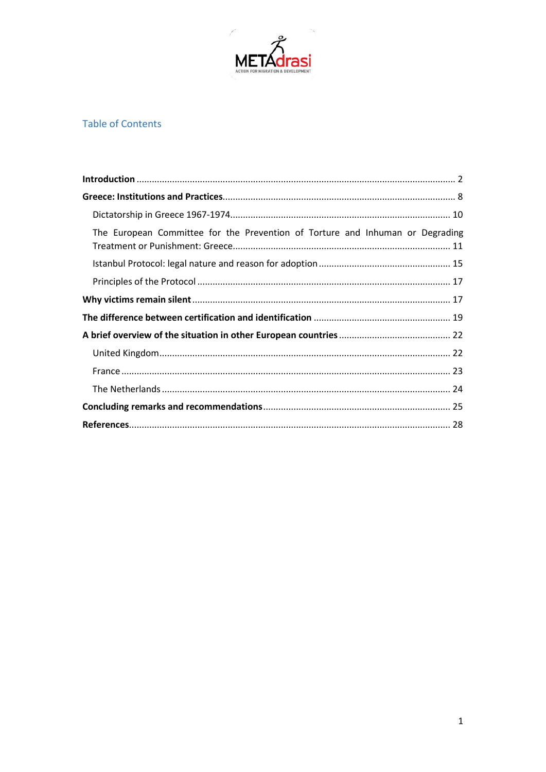## Table of Contents

**Introduction** ........................................................................................................................ 2

**Greece: Institutions and Practices**........................................................................................ 8

- Dictatorship in Greece 1967-1974..................................................................................... 10
- The European Committee for the Prevention of Torture and Inhuman or Degrading Treatment or Punishment: Greece.................................................................................... 11
- Istanbul Protocol: legal nature and reason for adoption .................................................... 15
- Principles of the Protocol .................................................................................................. 17

**Why victims remain silent** .................................................................................................... 17

**The difference between certification and identification** ...................................................... 19

**A brief overview of the situation in other European countries** ............................................ 22

- United Kingdom................................................................................................................. 22
- France ................................................................................................................................ 23
- The Netherlands ................................................................................................................ 24

**Concluding remarks and recommendations**......................................................................... 25

**References**............................................................................................................................. 28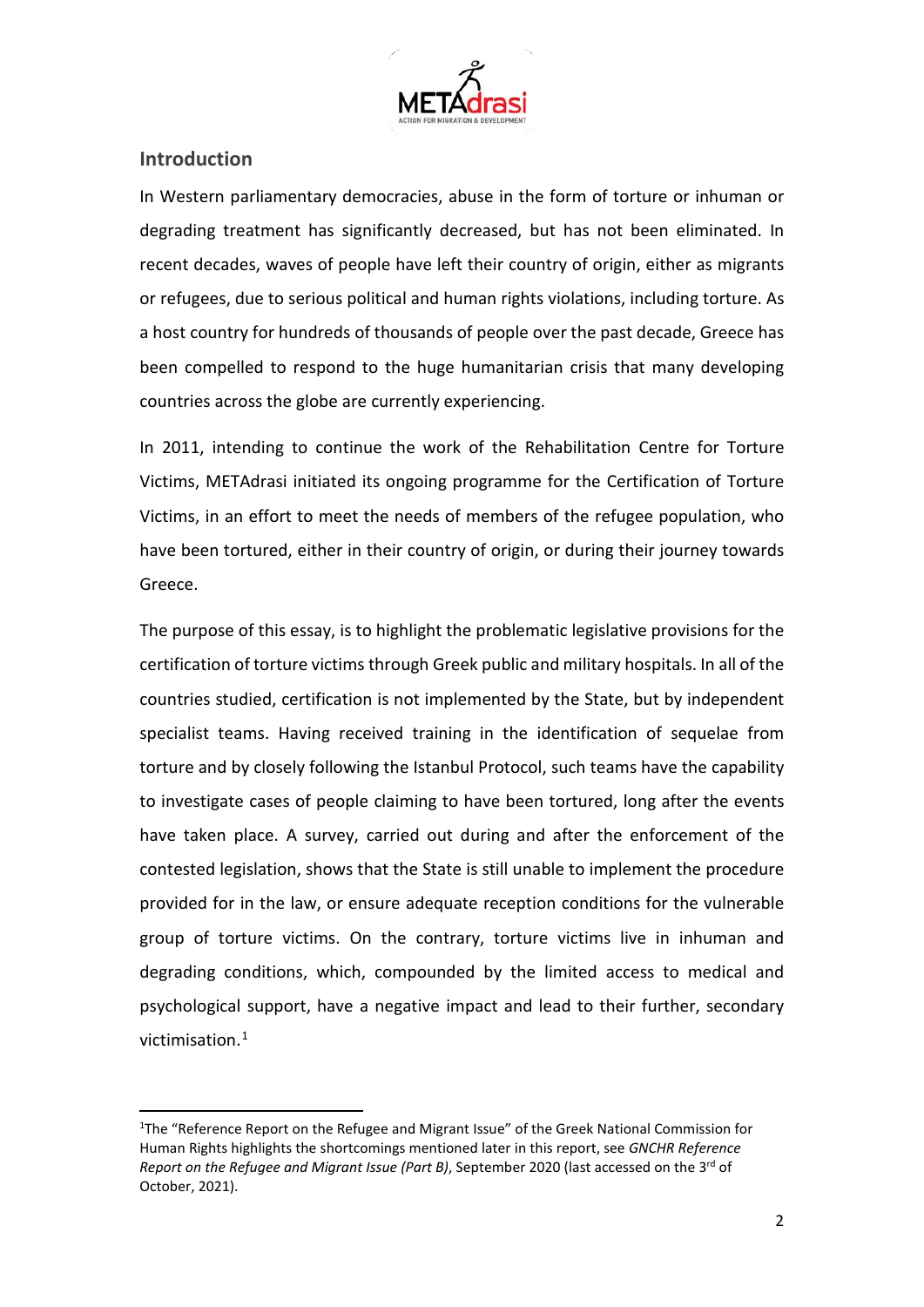## Introduction

In Western parliamentary democracies, abuse in the form of torture or inhuman or degrading treatment has significantly decreased, but has not been eliminated. In recent decades, waves of people have left their country of origin, either as migrants or refugees, due to serious political and human rights violations, including torture. As a host country for hundreds of thousands of people over the past decade, Greece has been compelled to respond to the huge humanitarian crisis that many developing countries across the globe are currently experiencing.

In 2011, intending to continue the work of the Rehabilitation Centre for Torture Victims, METAdrasi initiated its ongoing programme for the Certification of Torture Victims, in an effort to meet the needs of members of the refugee population, who have been tortured, either in their country of origin, or during their journey towards Greece.

The purpose of this essay, is to highlight the problematic legislative provisions for the certification of torture victims through Greek public and military hospitals. In all of the countries studied, certification is not implemented by the State, but by independent specialist teams. Having received training in the identification of sequelae from torture and by closely following the Istanbul Protocol, such teams have the capability to investigate cases of people claiming to have been tortured, long after the events have taken place. A survey, carried out during and after the enforcement of the contested legislation, shows that the State is still unable to implement the procedure provided for in the law, or ensure adequate reception conditions for the vulnerable group of torture victims. On the contrary, torture victims live in inhuman and degrading conditions, which, compounded by the limited access to medical and psychological support, have a negative impact and lead to their further, secondary victimisation.[1]

[1] The "Reference Report on the Refugee and Migrant Issue" of the Greek National Commission for Human Rights highlights the shortcomings mentioned later in this report, see *GNCHR Reference Report on the Refugee and Migrant Issue (Part B)*, September 2020 (last accessed on the 3rd of October, 2021).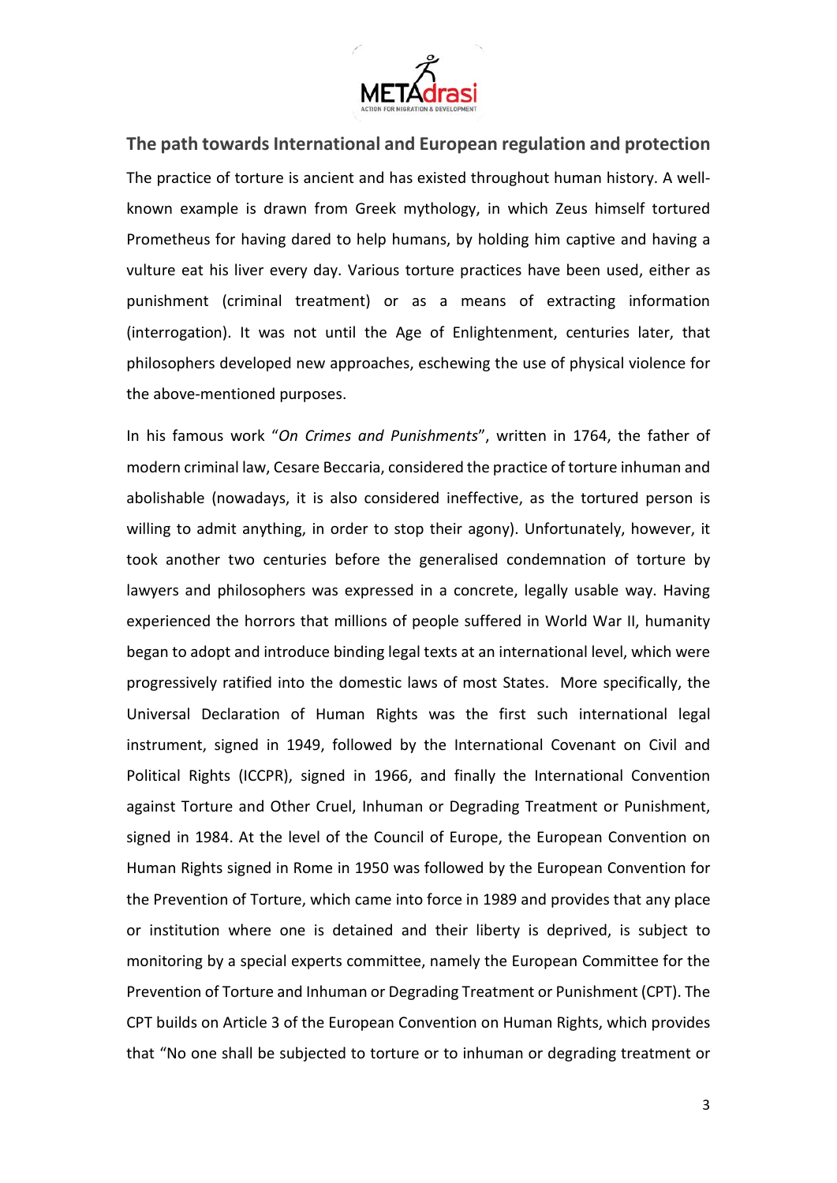## The path towards International and European regulation and protection

The practice of torture is ancient and has existed throughout human history. A well-known example is drawn from Greek mythology, in which Zeus himself tortured Prometheus for having dared to help humans, by holding him captive and having a vulture eat his liver every day. Various torture practices have been used, either as punishment (criminal treatment) or as a means of extracting information (interrogation). It was not until the Age of Enlightenment, centuries later, that philosophers developed new approaches, eschewing the use of physical violence for the above-mentioned purposes.

In his famous work "*On Crimes and Punishments*", written in 1764, the father of modern criminal law, Cesare Beccaria, considered the practice of torture inhuman and abolishable (nowadays, it is also considered ineffective, as the tortured person is willing to admit anything, in order to stop their agony). Unfortunately, however, it took another two centuries before the generalised condemnation of torture by lawyers and philosophers was expressed in a concrete, legally usable way. Having experienced the horrors that millions of people suffered in World War II, humanity began to adopt and introduce binding legal texts at an international level, which were progressively ratified into the domestic laws of most States. More specifically, the Universal Declaration of Human Rights was the first such international legal instrument, signed in 1949, followed by the International Covenant on Civil and Political Rights (ICCPR), signed in 1966, and finally the International Convention against Torture and Other Cruel, Inhuman or Degrading Treatment or Punishment, signed in 1984. At the level of the Council of Europe, the European Convention on Human Rights signed in Rome in 1950 was followed by the European Convention for the Prevention of Torture, which came into force in 1989 and provides that any place or institution where one is detained and their liberty is deprived, is subject to monitoring by a special experts committee, namely the European Committee for the Prevention of Torture and Inhuman or Degrading Treatment or Punishment (CPT). The CPT builds on Article 3 of the European Convention on Human Rights, which provides that "No one shall be subjected to torture or to inhuman or degrading treatment or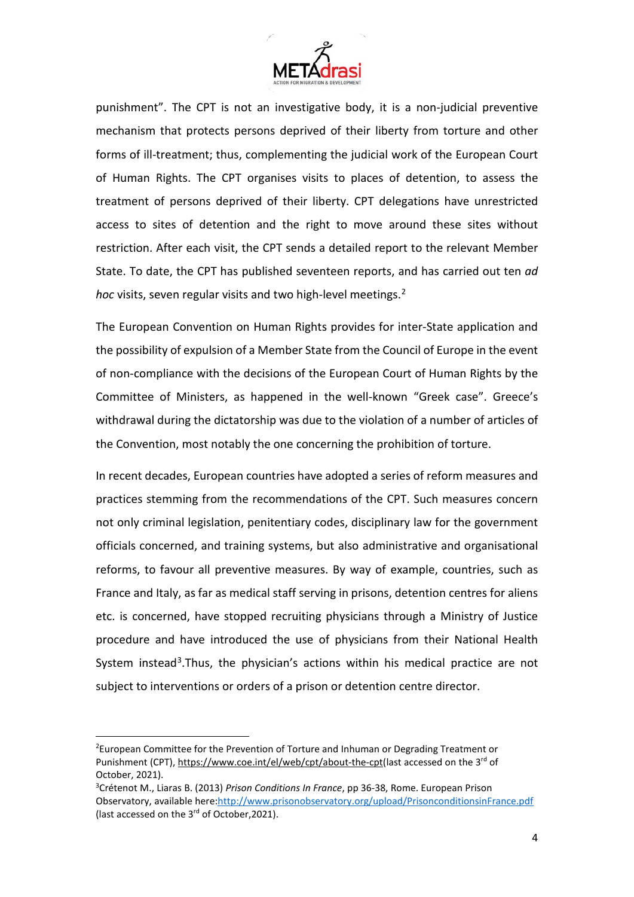punishment". The CPT is not an investigative body, it is a non-judicial preventive mechanism that protects persons deprived of their liberty from torture and other forms of ill-treatment; thus, complementing the judicial work of the European Court of Human Rights. The CPT organises visits to places of detention, to assess the treatment of persons deprived of their liberty. CPT delegations have unrestricted access to sites of detention and the right to move around these sites without restriction. After each visit, the CPT sends a detailed report to the relevant Member State. To date, the CPT has published seventeen reports, and has carried out ten *ad hoc* visits, seven regular visits and two high-level meetings.[2]

The European Convention on Human Rights provides for inter-State application and the possibility of expulsion of a Member State from the Council of Europe in the event of non-compliance with the decisions of the European Court of Human Rights by the Committee of Ministers, as happened in the well-known "Greek case". Greece's withdrawal during the dictatorship was due to the violation of a number of articles of the Convention, most notably the one concerning the prohibition of torture.

In recent decades, European countries have adopted a series of reform measures and practices stemming from the recommendations of the CPT. Such measures concern not only criminal legislation, penitentiary codes, disciplinary law for the government officials concerned, and training systems, but also administrative and organisational reforms, to favour all preventive measures. By way of example, countries, such as France and Italy, as far as medical staff serving in prisons, detention centres for aliens etc. is concerned, have stopped recruiting physicians through a Ministry of Justice procedure and have introduced the use of physicians from their National Health System instead[3].Thus, the physician's actions within his medical practice are not subject to interventions or orders of a prison or detention centre director.

---

[2]European Committee for the Prevention of Torture and Inhuman or Degrading Treatment or Punishment (CPT), https://www.coe.int/el/web/cpt/about-the-cpt(last accessed on the 3rd of October, 2021).

[3]Crétenot M., Liaras B. (2013) *Prison Conditions In France*, pp 36-38, Rome. European Prison Observatory, available here:http://www.prisonobservatory.org/upload/PrisonconditionsinFrance.pdf (last accessed on the 3rd of October,2021).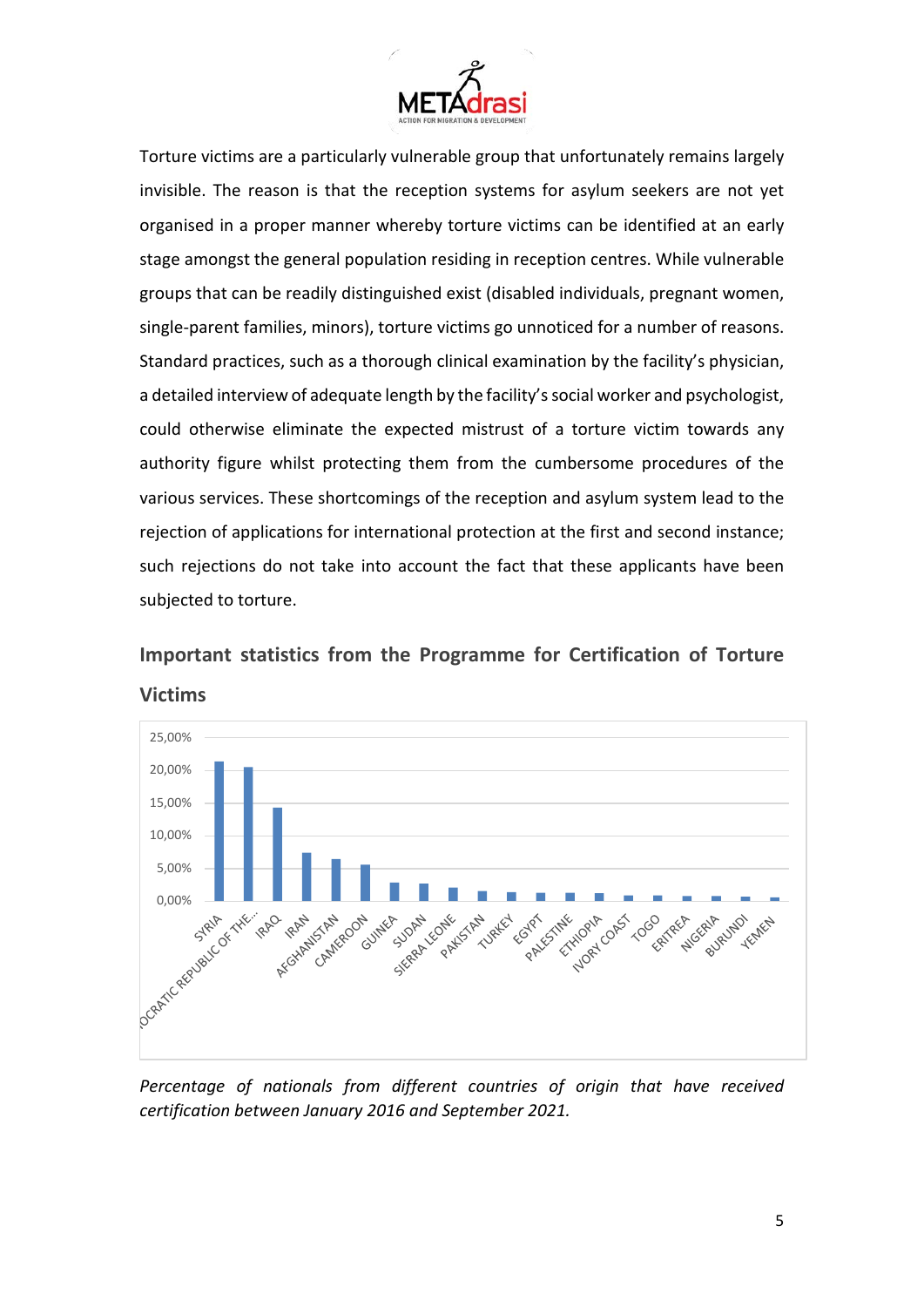Torture victims are a particularly vulnerable group that unfortunately remains largely invisible. The reason is that the reception systems for asylum seekers are not yet organised in a proper manner whereby torture victims can be identified at an early stage amongst the general population residing in reception centres. While vulnerable groups that can be readily distinguished exist (disabled individuals, pregnant women, single-parent families, minors), torture victims go unnoticed for a number of reasons. Standard practices, such as a thorough clinical examination by the facility's physician, a detailed interview of adequate length by the facility's social worker and psychologist, could otherwise eliminate the expected mistrust of a torture victim towards any authority figure whilst protecting them from the cumbersome procedures of the various services. These shortcomings of the reception and asylum system lead to the rejection of applications for international protection at the first and second instance; such rejections do not take into account the fact that these applicants have been subjected to torture.

## Important statistics from the Programme for Certification of Torture Victims

*Percentage of nationals from different countries of origin that have received certification between January 2016 and September 2021.*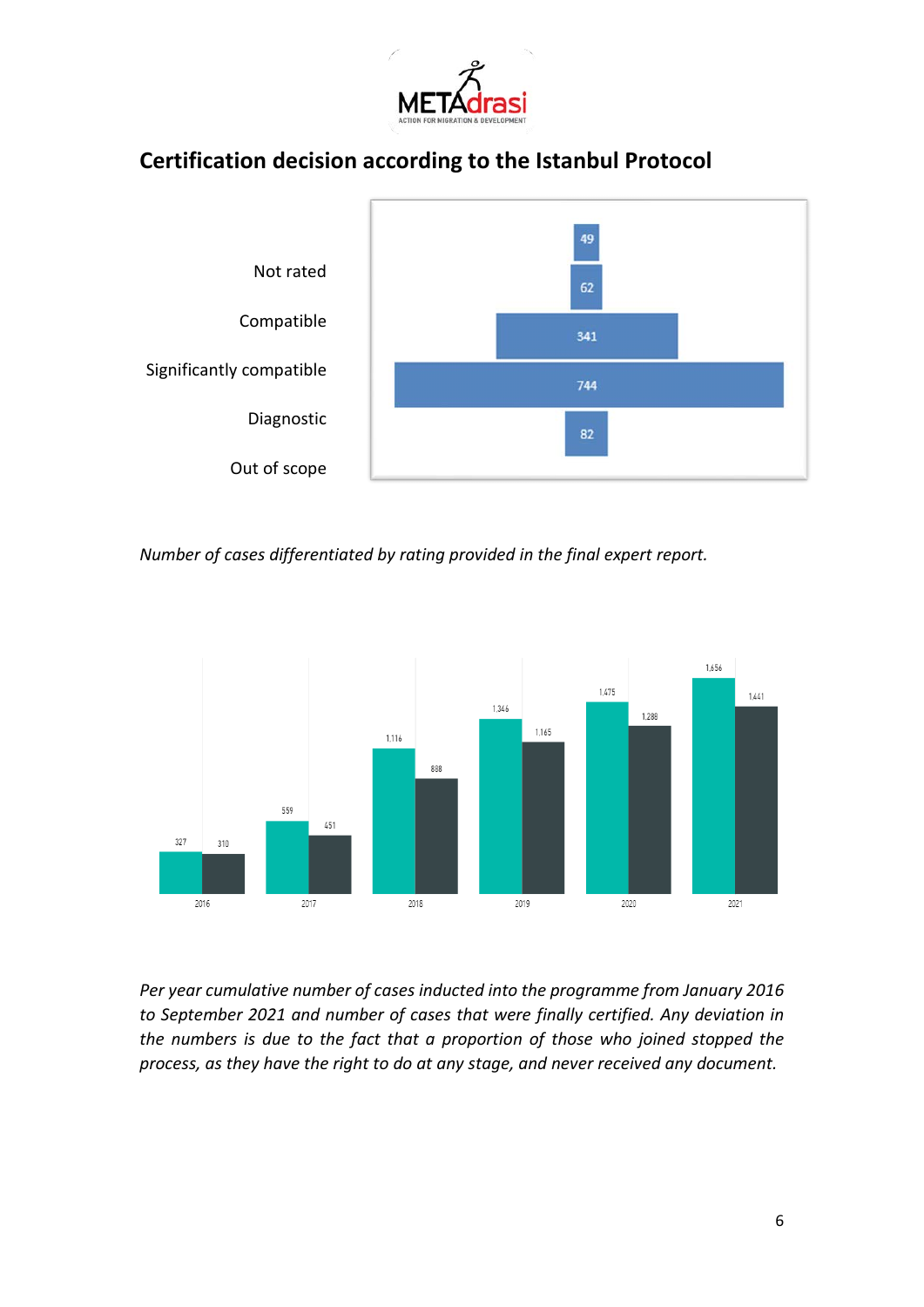## Certification decision according to the Istanbul Protocol

| Rating | Number of cases |
|---|---|
| Not rated | 49 |
| Compatible | 62 |
| Significantly compatible | 341 |
| Diagnostic | 744 |
| Out of scope | 82 |

*Number of cases differentiated by rating provided in the final expert report.*

| Year | Cases inducted (cumulative) | Cases finally certified |
|---|---|---|
| 2016 | 327 | 310 |
| 2017 | 559 | 451 |
| 2018 | 1.116 | 888 |
| 2019 | 1.346 | 1.165 |
| 2020 | 1.475 | 1.288 |
| 2021 | 1.656 | 1.441 |

*Per year cumulative number of cases inducted into the programme from January 2016 to September 2021 and number of cases that were finally certified. Any deviation in the numbers is due to the fact that a proportion of those who joined stopped the process, as they have the right to do at any stage, and never received any document.*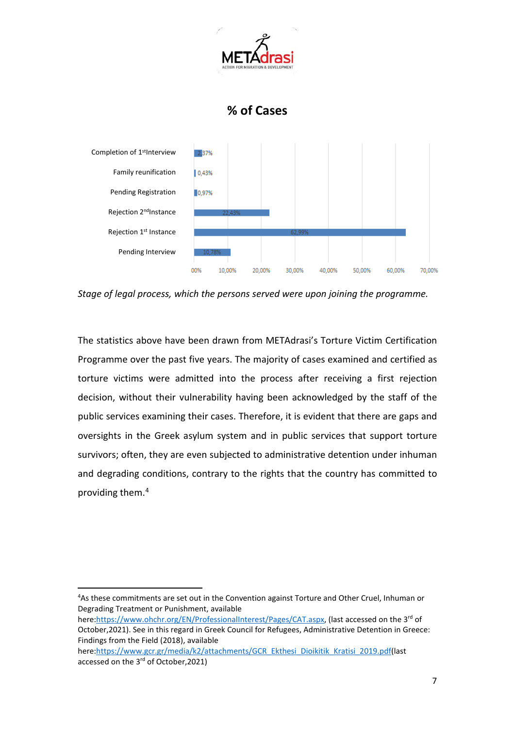## % of Cases

| Stage | % of Cases |
|---|---|
| Completion of 1st Interview | 2,37% |
| Family reunification | 0,43% |
| Pending Registration | 0,97% |
| Rejection 2nd Instance | 22,43% |
| Rejection 1st Instance | 62,99% |
| Pending Interview | 10,78% |

*Stage of legal process, which the persons served were upon joining the programme.*

The statistics above have been drawn from METAdrasi's Torture Victim Certification Programme over the past five years. The majority of cases examined and certified as torture victims were admitted into the process after receiving a first rejection decision, without their vulnerability having been acknowledged by the staff of the public services examining their cases. Therefore, it is evident that there are gaps and oversights in the Greek asylum system and in public services that support torture survivors; often, they are even subjected to administrative detention under inhuman and degrading conditions, contrary to the rights that the country has committed to providing them.[4]

---

[4]As these commitments are set out in the Convention against Torture and Other Cruel, Inhuman or Degrading Treatment or Punishment, available here:https://www.ohchr.org/EN/ProfessionalInterest/Pages/CAT.aspx, (last accessed on the 3rd of October,2021). See in this regard in Greek Council for Refugees, Administrative Detention in Greece: Findings from the Field (2018), available here:https://www.gcr.gr/media/k2/attachments/GCR_Ekthesi_Dioikitik_Kratisi_2019.pdf(last accessed on the 3rd of October,2021)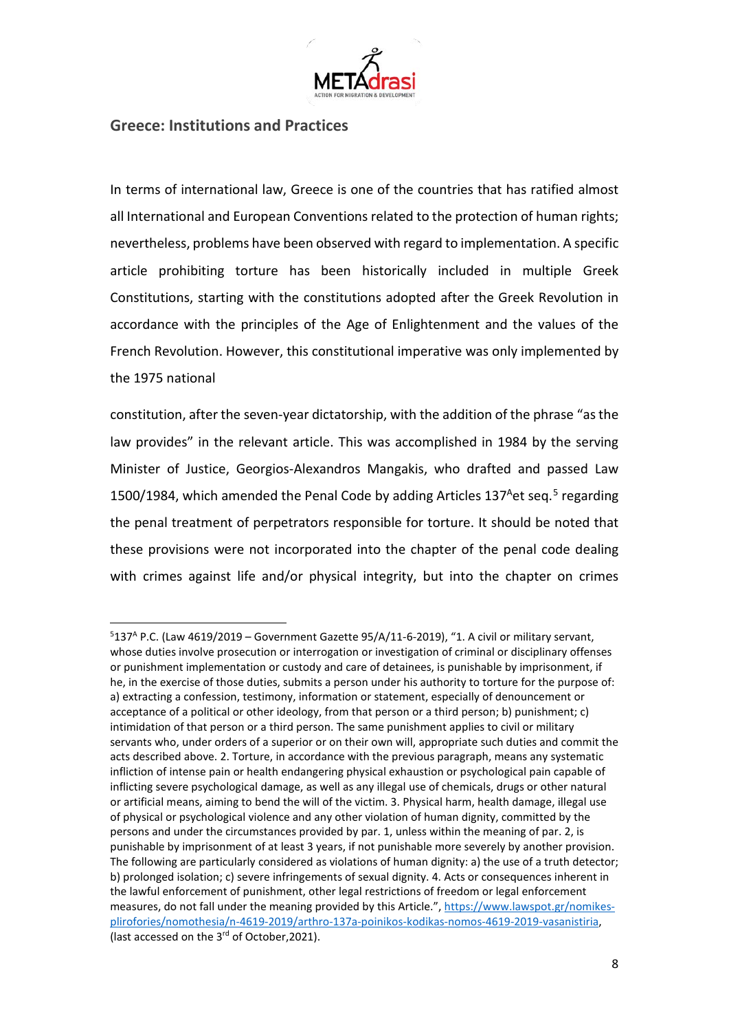## Greece: Institutions and Practices

In terms of international law, Greece is one of the countries that has ratified almost all International and European Conventions related to the protection of human rights; nevertheless, problems have been observed with regard to implementation. A specific article prohibiting torture has been historically included in multiple Greek Constitutions, starting with the constitutions adopted after the Greek Revolution in accordance with the principles of the Age of Enlightenment and the values of the French Revolution. However, this constitutional imperative was only implemented by the 1975 national constitution, after the seven-year dictatorship, with the addition of the phrase "as the law provides" in the relevant article. This was accomplished in 1984 by the serving Minister of Justice, Georgios-Alexandros Mangakis, who drafted and passed Law 1500/1984, which amended the Penal Code by adding Articles 137[A]et seq.[5] regarding the penal treatment of perpetrators responsible for torture. It should be noted that these provisions were not incorporated into the chapter of the penal code dealing with crimes against life and/or physical integrity, but into the chapter on crimes

---

[5]137[A] P.C. (Law 4619/2019 – Government Gazette 95/A/11-6-2019), "1. A civil or military servant, whose duties involve prosecution or interrogation or investigation of criminal or disciplinary offenses or punishment implementation or custody and care of detainees, is punishable by imprisonment, if he, in the exercise of those duties, submits a person under his authority to torture for the purpose of: a) extracting a confession, testimony, information or statement, especially of denouncement or acceptance of a political or other ideology, from that person or a third person; b) punishment; c) intimidation of that person or a third person. The same punishment applies to civil or military servants who, under orders of a superior or on their own will, appropriate such duties and commit the acts described above. 2. Torture, in accordance with the previous paragraph, means any systematic infliction of intense pain or health endangering physical exhaustion or psychological pain capable of inflicting severe psychological damage, as well as any illegal use of chemicals, drugs or other natural or artificial means, aiming to bend the will of the victim. 3. Physical harm, health damage, illegal use of physical or psychological violence and any other violation of human dignity, committed by the persons and under the circumstances provided by par. 1, unless within the meaning of par. 2, is punishable by imprisonment of at least 3 years, if not punishable more severely by another provision. The following are particularly considered as violations of human dignity: a) the use of a truth detector; b) prolonged isolation; c) severe infringements of sexual dignity. 4. Acts or consequences inherent in the lawful enforcement of punishment, other legal restrictions of freedom or legal enforcement measures, do not fall under the meaning provided by this Article.", https://www.lawspot.gr/nomikes-plirofories/nomothesia/n-4619-2019/arthro-137a-poinikos-kodikas-nomos-4619-2019-vasanistiria, (last accessed on the 3rd of October,2021).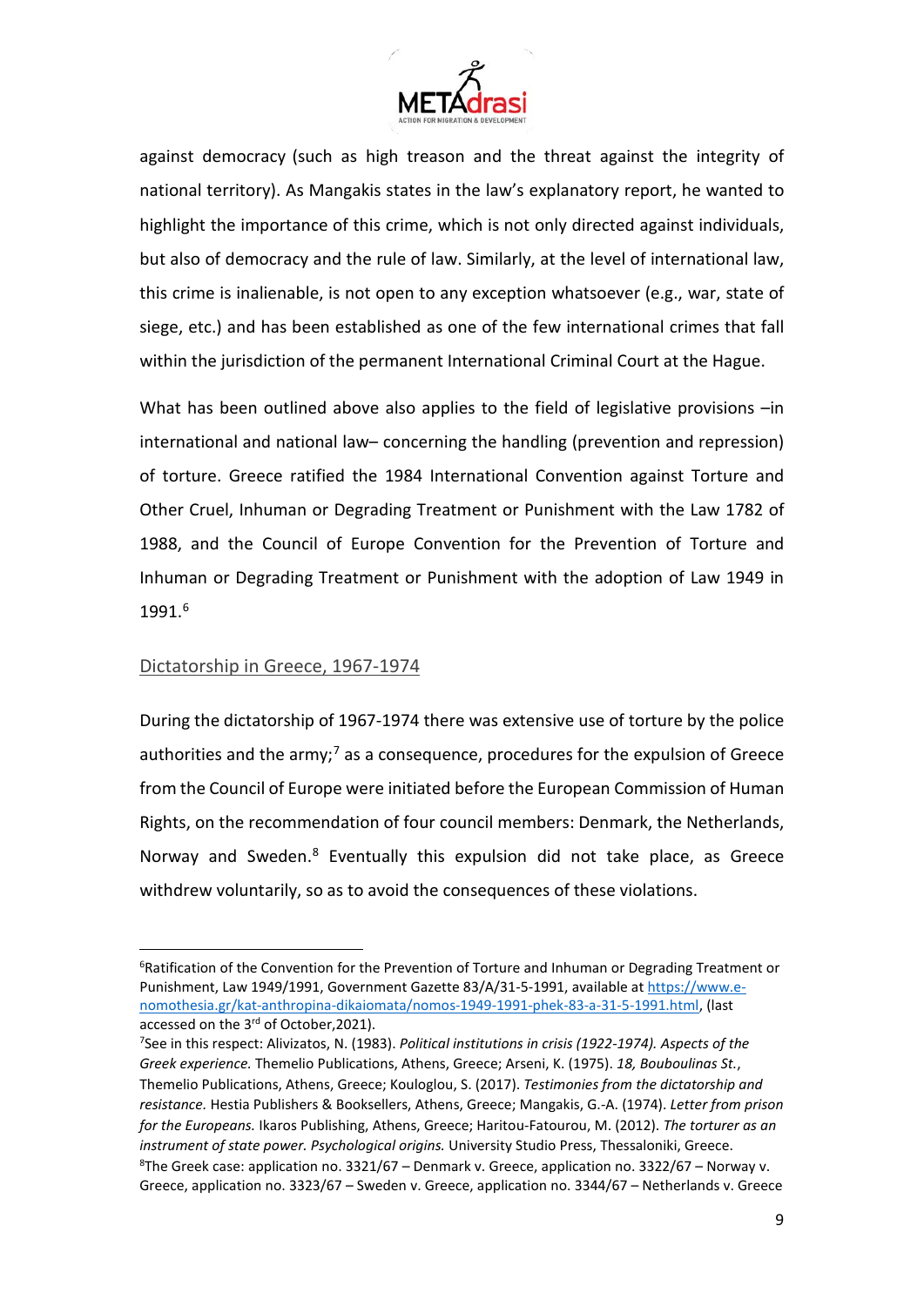against democracy (such as high treason and the threat against the integrity of national territory). As Mangakis states in the law's explanatory report, he wanted to highlight the importance of this crime, which is not only directed against individuals, but also of democracy and the rule of law. Similarly, at the level of international law, this crime is inalienable, is not open to any exception whatsoever (e.g., war, state of siege, etc.) and has been established as one of the few international crimes that fall within the jurisdiction of the permanent International Criminal Court at the Hague.

What has been outlined above also applies to the field of legislative provisions –in international and national law– concerning the handling (prevention and repression) of torture. Greece ratified the 1984 International Convention against Torture and Other Cruel, Inhuman or Degrading Treatment or Punishment with the Law 1782 of 1988, and the Council of Europe Convention for the Prevention of Torture and Inhuman or Degrading Treatment or Punishment with the adoption of Law 1949 in 1991.[6]

## Dictatorship in Greece, 1967-1974

During the dictatorship of 1967-1974 there was extensive use of torture by the police authorities and the army;[7] as a consequence, procedures for the expulsion of Greece from the Council of Europe were initiated before the European Commission of Human Rights, on the recommendation of four council members: Denmark, the Netherlands, Norway and Sweden.[8] Eventually this expulsion did not take place, as Greece withdrew voluntarily, so as to avoid the consequences of these violations.

---

[6] Ratification of the Convention for the Prevention of Torture and Inhuman or Degrading Treatment or Punishment, Law 1949/1991, Government Gazette 83/A/31-5-1991, available at https://www.e-nomothesia.gr/kat-anthropina-dikaiomata/nomos-1949-1991-phek-83-a-31-5-1991.html, (last accessed on the 3rd of October,2021).

[7] See in this respect: Alivizatos, N. (1983). *Political institutions in crisis (1922-1974). Aspects of the Greek experience.* Themelio Publications, Athens, Greece; Arseni, K. (1975). *18, Bouboulinas St.*, Themelio Publications, Athens, Greece; Kouloglou, S. (2017). *Testimonies from the dictatorship and resistance.* Hestia Publishers & Booksellers, Athens, Greece; Mangakis, G.-A. (1974). *Letter from prison for the Europeans.* Ikaros Publishing, Athens, Greece; Haritou-Fatourou, M. (2012). *The torturer as an instrument of state power. Psychological origins.* University Studio Press, Thessaloniki, Greece.

[8] The Greek case: application no. 3321/67 – Denmark v. Greece, application no. 3322/67 – Norway v. Greece, application no. 3323/67 – Sweden v. Greece, application no. 3344/67 – Netherlands v. Greece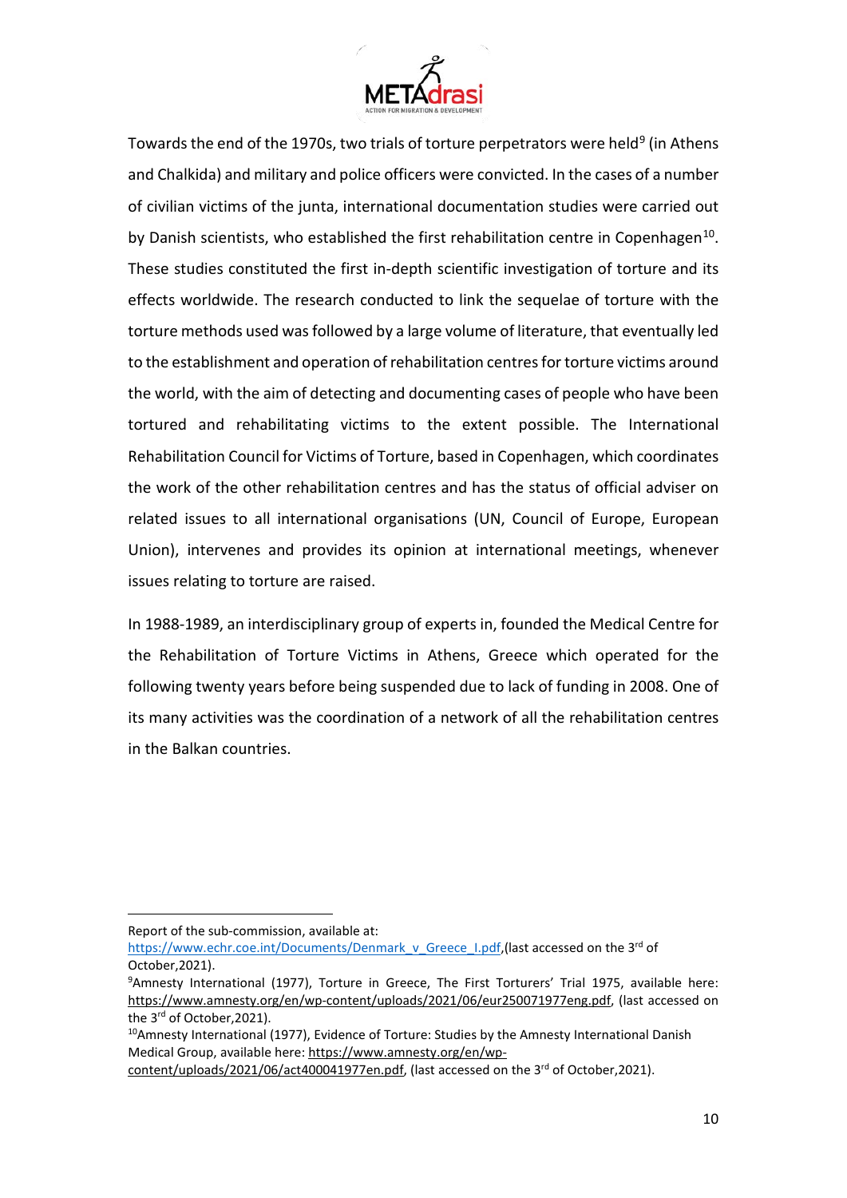Towards the end of the 1970s, two trials of torture perpetrators were held[9] (in Athens and Chalkida) and military and police officers were convicted. In the cases of a number of civilian victims of the junta, international documentation studies were carried out by Danish scientists, who established the first rehabilitation centre in Copenhagen[10]. These studies constituted the first in-depth scientific investigation of torture and its effects worldwide. The research conducted to link the sequelae of torture with the torture methods used was followed by a large volume of literature, that eventually led to the establishment and operation of rehabilitation centres for torture victims around the world, with the aim of detecting and documenting cases of people who have been tortured and rehabilitating victims to the extent possible. The International Rehabilitation Council for Victims of Torture, based in Copenhagen, which coordinates the work of the other rehabilitation centres and has the status of official adviser on related issues to all international organisations (UN, Council of Europe, European Union), intervenes and provides its opinion at international meetings, whenever issues relating to torture are raised.

In 1988-1989, an interdisciplinary group of experts in, founded the Medical Centre for the Rehabilitation of Torture Victims in Athens, Greece which operated for the following twenty years before being suspended due to lack of funding in 2008. One of its many activities was the coordination of a network of all the rehabilitation centres in the Balkan countries.

---

Report of the sub-commission, available at: https://www.echr.coe.int/Documents/Denmark_v_Greece_I.pdf,(last accessed on the 3rd of October,2021).

[9]Amnesty International (1977), Torture in Greece, The First Torturers' Trial 1975, available here: https://www.amnesty.org/en/wp-content/uploads/2021/06/eur250071977eng.pdf, (last accessed on the 3rd of October,2021).

[10]Amnesty International (1977), Evidence of Torture: Studies by the Amnesty International Danish Medical Group, available here: https://www.amnesty.org/en/wp-content/uploads/2021/06/act400041977en.pdf, (last accessed on the 3rd of October,2021).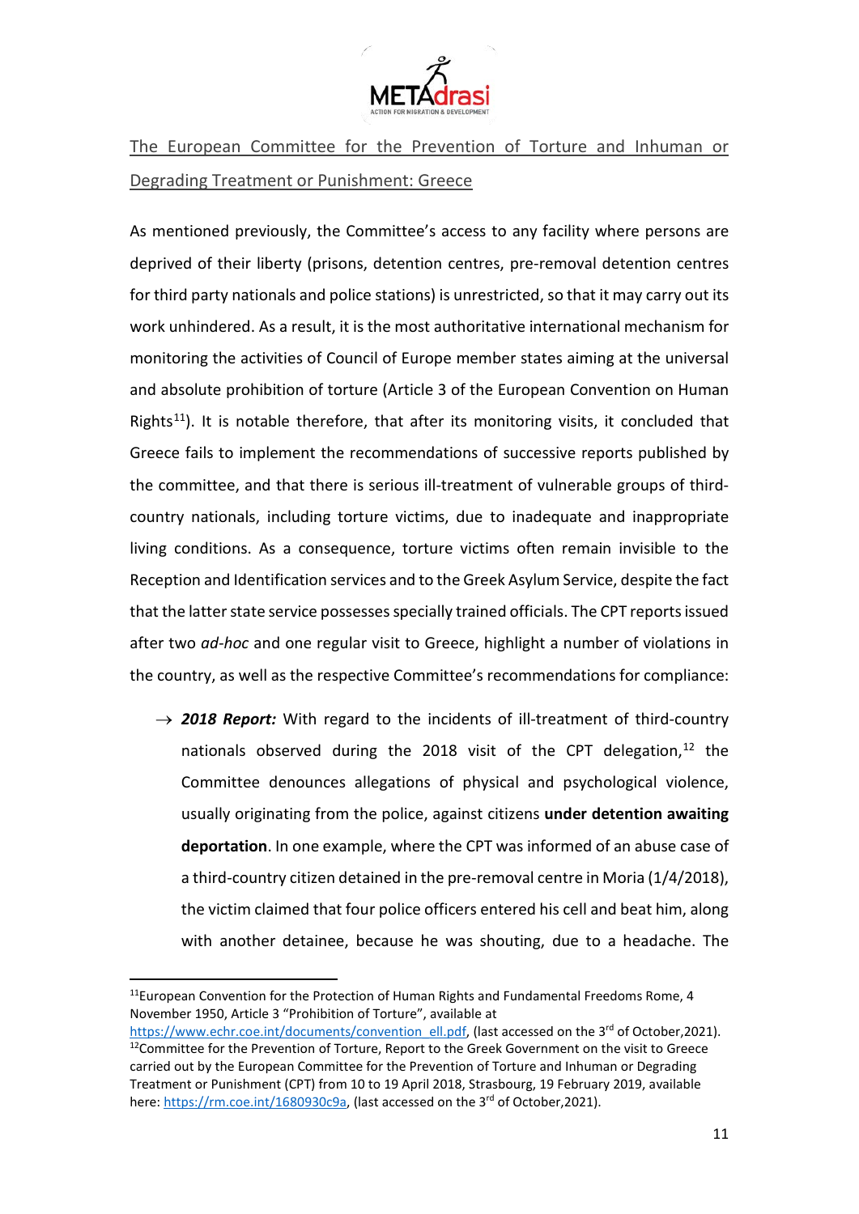## The European Committee for the Prevention of Torture and Inhuman or Degrading Treatment or Punishment: Greece

As mentioned previously, the Committee's access to any facility where persons are deprived of their liberty (prisons, detention centres, pre-removal detention centres for third party nationals and police stations) is unrestricted, so that it may carry out its work unhindered. As a result, it is the most authoritative international mechanism for monitoring the activities of Council of Europe member states aiming at the universal and absolute prohibition of torture (Article 3 of the European Convention on Human Rights[11]). It is notable therefore, that after its monitoring visits, it concluded that Greece fails to implement the recommendations of successive reports published by the committee, and that there is serious ill-treatment of vulnerable groups of third-country nationals, including torture victims, due to inadequate and inappropriate living conditions. As a consequence, torture victims often remain invisible to the Reception and Identification services and to the Greek Asylum Service, despite the fact that the latter state service possesses specially trained officials. The CPT reports issued after two *ad-hoc* and one regular visit to Greece, highlight a number of violations in the country, as well as the respective Committee's recommendations for compliance:

→ ***2018 Report:*** With regard to the incidents of ill-treatment of third-country nationals observed during the 2018 visit of the CPT delegation,[12] the Committee denounces allegations of physical and psychological violence, usually originating from the police, against citizens **under detention awaiting deportation**. In one example, where the CPT was informed of an abuse case of a third-country citizen detained in the pre-removal centre in Moria (1/4/2018), the victim claimed that four police officers entered his cell and beat him, along with another detainee, because he was shouting, due to a headache. The

---

[11]European Convention for the Protection of Human Rights and Fundamental Freedoms Rome, 4 November 1950, Article 3 "Prohibition of Torture", available at https://www.echr.coe.int/documents/convention_ell.pdf, (last accessed on the 3rd of October,2021).

[12]Committee for the Prevention of Torture, Report to the Greek Government on the visit to Greece carried out by the European Committee for the Prevention of Torture and Inhuman or Degrading Treatment or Punishment (CPT) from 10 to 19 April 2018, Strasbourg, 19 February 2019, available here: https://rm.coe.int/1680930c9a, (last accessed on the 3rd of October,2021).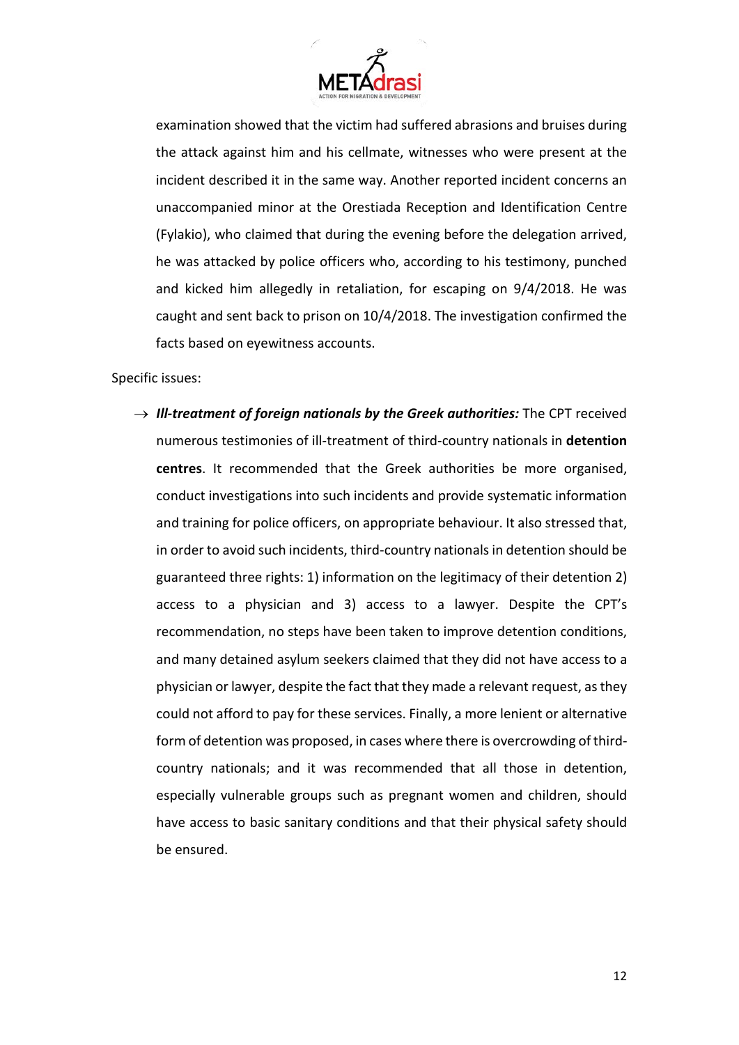examination showed that the victim had suffered abrasions and bruises during the attack against him and his cellmate, witnesses who were present at the incident described it in the same way. Another reported incident concerns an unaccompanied minor at the Orestiada Reception and Identification Centre (Fylakio), who claimed that during the evening before the delegation arrived, he was attacked by police officers who, according to his testimony, punched and kicked him allegedly in retaliation, for escaping on 9/4/2018. He was caught and sent back to prison on 10/4/2018. The investigation confirmed the facts based on eyewitness accounts.

Specific issues:

→ ***Ill-treatment of foreign nationals by the Greek authorities:*** The CPT received numerous testimonies of ill-treatment of third-country nationals in **detention centres**. It recommended that the Greek authorities be more organised, conduct investigations into such incidents and provide systematic information and training for police officers, on appropriate behaviour. It also stressed that, in order to avoid such incidents, third-country nationals in detention should be guaranteed three rights: 1) information on the legitimacy of their detention 2) access to a physician and 3) access to a lawyer. Despite the CPT's recommendation, no steps have been taken to improve detention conditions, and many detained asylum seekers claimed that they did not have access to a physician or lawyer, despite the fact that they made a relevant request, as they could not afford to pay for these services. Finally, a more lenient or alternative form of detention was proposed, in cases where there is overcrowding of third-country nationals; and it was recommended that all those in detention, especially vulnerable groups such as pregnant women and children, should have access to basic sanitary conditions and that their physical safety should be ensured.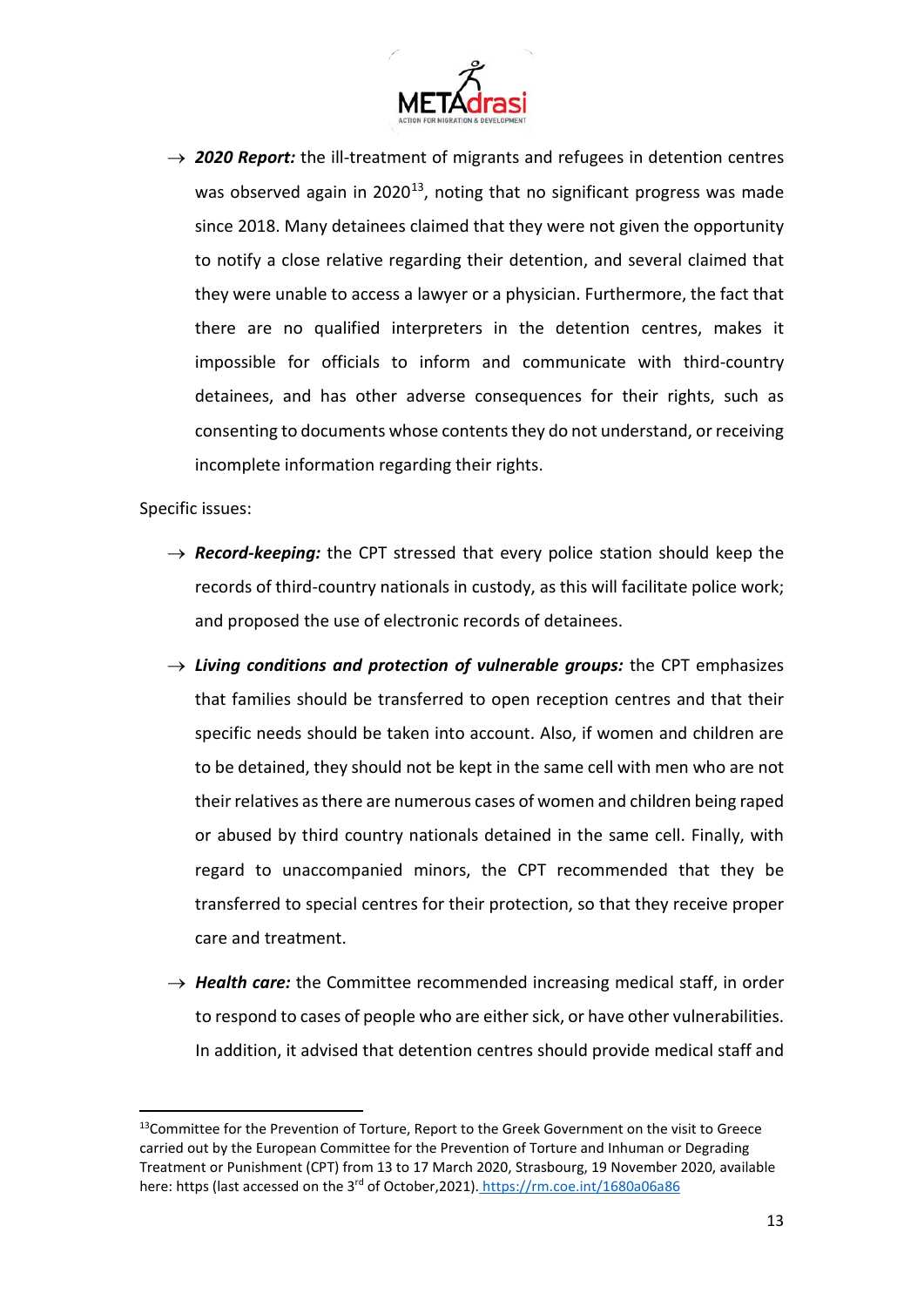- ***2020 Report:*** the ill-treatment of migrants and refugees in detention centres was observed again in 2020[13], noting that no significant progress was made since 2018. Many detainees claimed that they were not given the opportunity to notify a close relative regarding their detention, and several claimed that they were unable to access a lawyer or a physician. Furthermore, the fact that there are no qualified interpreters in the detention centres, makes it impossible for officials to inform and communicate with third-country detainees, and has other adverse consequences for their rights, such as consenting to documents whose contents they do not understand, or receiving incomplete information regarding their rights.

Specific issues:

- ***Record-keeping:*** the CPT stressed that every police station should keep the records of third-country nationals in custody, as this will facilitate police work; and proposed the use of electronic records of detainees.
- ***Living conditions and protection of vulnerable groups:*** the CPT emphasizes that families should be transferred to open reception centres and that their specific needs should be taken into account. Also, if women and children are to be detained, they should not be kept in the same cell with men who are not their relatives as there are numerous cases of women and children being raped or abused by third country nationals detained in the same cell. Finally, with regard to unaccompanied minors, the CPT recommended that they be transferred to special centres for their protection, so that they receive proper care and treatment.
- ***Health care:*** the Committee recommended increasing medical staff, in order to respond to cases of people who are either sick, or have other vulnerabilities. In addition, it advised that detention centres should provide medical staff and

---

[13] Committee for the Prevention of Torture, Report to the Greek Government on the visit to Greece carried out by the European Committee for the Prevention of Torture and Inhuman or Degrading Treatment or Punishment (CPT) from 13 to 17 March 2020, Strasbourg, 19 November 2020, available here: https (last accessed on the 3rd of October,2021). https://rm.coe.int/1680a06a86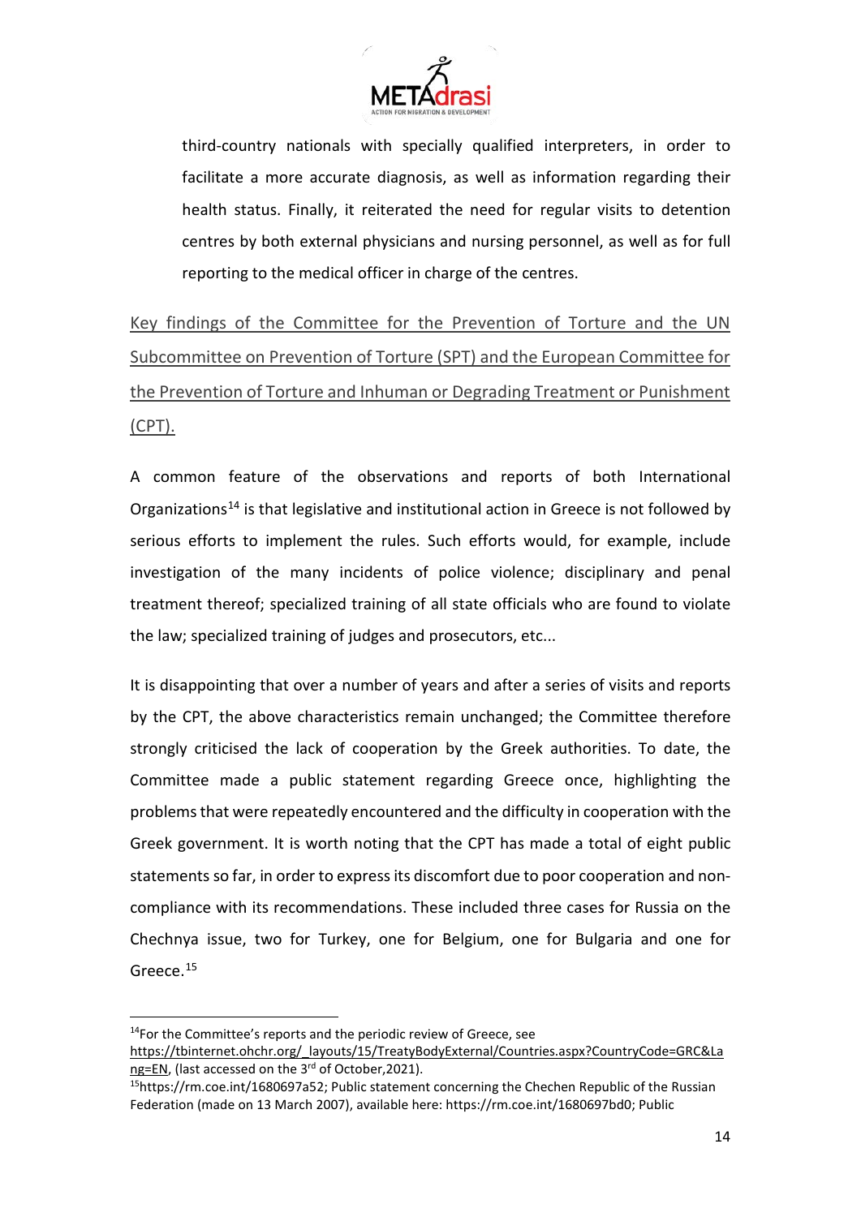third-country nationals with specially qualified interpreters, in order to facilitate a more accurate diagnosis, as well as information regarding their health status. Finally, it reiterated the need for regular visits to detention centres by both external physicians and nursing personnel, as well as for full reporting to the medical officer in charge of the centres.

Key findings of the Committee for the Prevention of Torture and the UN Subcommittee on Prevention of Torture (SPT) and the European Committee for the Prevention of Torture and Inhuman or Degrading Treatment or Punishment (CPT).

A common feature of the observations and reports of both International Organizations[14] is that legislative and institutional action in Greece is not followed by serious efforts to implement the rules. Such efforts would, for example, include investigation of the many incidents of police violence; disciplinary and penal treatment thereof; specialized training of all state officials who are found to violate the law; specialized training of judges and prosecutors, etc...

It is disappointing that over a number of years and after a series of visits and reports by the CPT, the above characteristics remain unchanged; the Committee therefore strongly criticised the lack of cooperation by the Greek authorities. To date, the Committee made a public statement regarding Greece once, highlighting the problems that were repeatedly encountered and the difficulty in cooperation with the Greek government. It is worth noting that the CPT has made a total of eight public statements so far, in order to express its discomfort due to poor cooperation and non-compliance with its recommendations. These included three cases for Russia on the Chechnya issue, two for Turkey, one for Belgium, one for Bulgaria and one for Greece.[15]

---

[14] For the Committee's reports and the periodic review of Greece, see https://tbinternet.ohchr.org/_layouts/15/TreatyBodyExternal/Countries.aspx?CountryCode=GRC&Lang=EN, (last accessed on the 3rd of October,2021).

[15] https://rm.coe.int/1680697a52; Public statement concerning the Chechen Republic of the Russian Federation (made on 13 March 2007), available here: https://rm.coe.int/1680697bd0; Public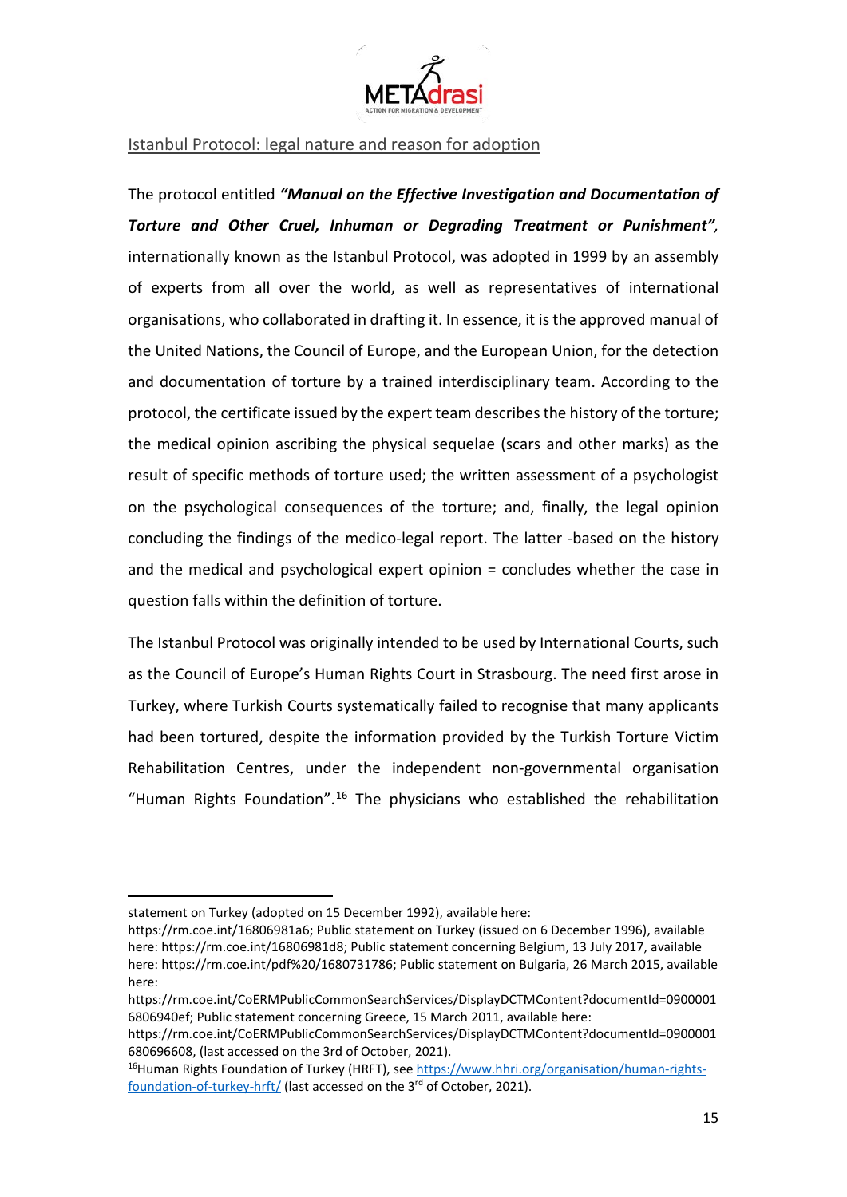Istanbul Protocol: legal nature and reason for adoption

The protocol entitled ***"Manual on the Effective Investigation and Documentation of Torture and Other Cruel, Inhuman or Degrading Treatment or Punishment",*** internationally known as the Istanbul Protocol, was adopted in 1999 by an assembly of experts from all over the world, as well as representatives of international organisations, who collaborated in drafting it. In essence, it is the approved manual of the United Nations, the Council of Europe, and the European Union, for the detection and documentation of torture by a trained interdisciplinary team. According to the protocol, the certificate issued by the expert team describes the history of the torture; the medical opinion ascribing the physical sequelae (scars and other marks) as the result of specific methods of torture used; the written assessment of a psychologist on the psychological consequences of the torture; and, finally, the legal opinion concluding the findings of the medico-legal report. The latter -based on the history and the medical and psychological expert opinion = concludes whether the case in question falls within the definition of torture.

The Istanbul Protocol was originally intended to be used by International Courts, such as the Council of Europe's Human Rights Court in Strasbourg. The need first arose in Turkey, where Turkish Courts systematically failed to recognise that many applicants had been tortured, despite the information provided by the Turkish Torture Victim Rehabilitation Centres, under the independent non-governmental organisation "Human Rights Foundation".[16] The physicians who established the rehabilitation

---

statement on Turkey (adopted on 15 December 1992), available here: https://rm.coe.int/16806981a6; Public statement on Turkey (issued on 6 December 1996), available here: https://rm.coe.int/16806981d8; Public statement concerning Belgium, 13 July 2017, available here: https://rm.coe.int/pdf%20/1680731786; Public statement on Bulgaria, 26 March 2015, available here: https://rm.coe.int/CoERMPublicCommonSearchServices/DisplayDCTMContent?documentId=09000016806940ef; Public statement concerning Greece, 15 March 2011, available here: https://rm.coe.int/CoERMPublicCommonSearchServices/DisplayDCTMContent?documentId=0900001680696608, (last accessed on the 3rd of October, 2021).

[16] Human Rights Foundation of Turkey (HRFT), see https://www.hhri.org/organisation/human-rights-foundation-of-turkey-hrft/ (last accessed on the 3rd of October, 2021).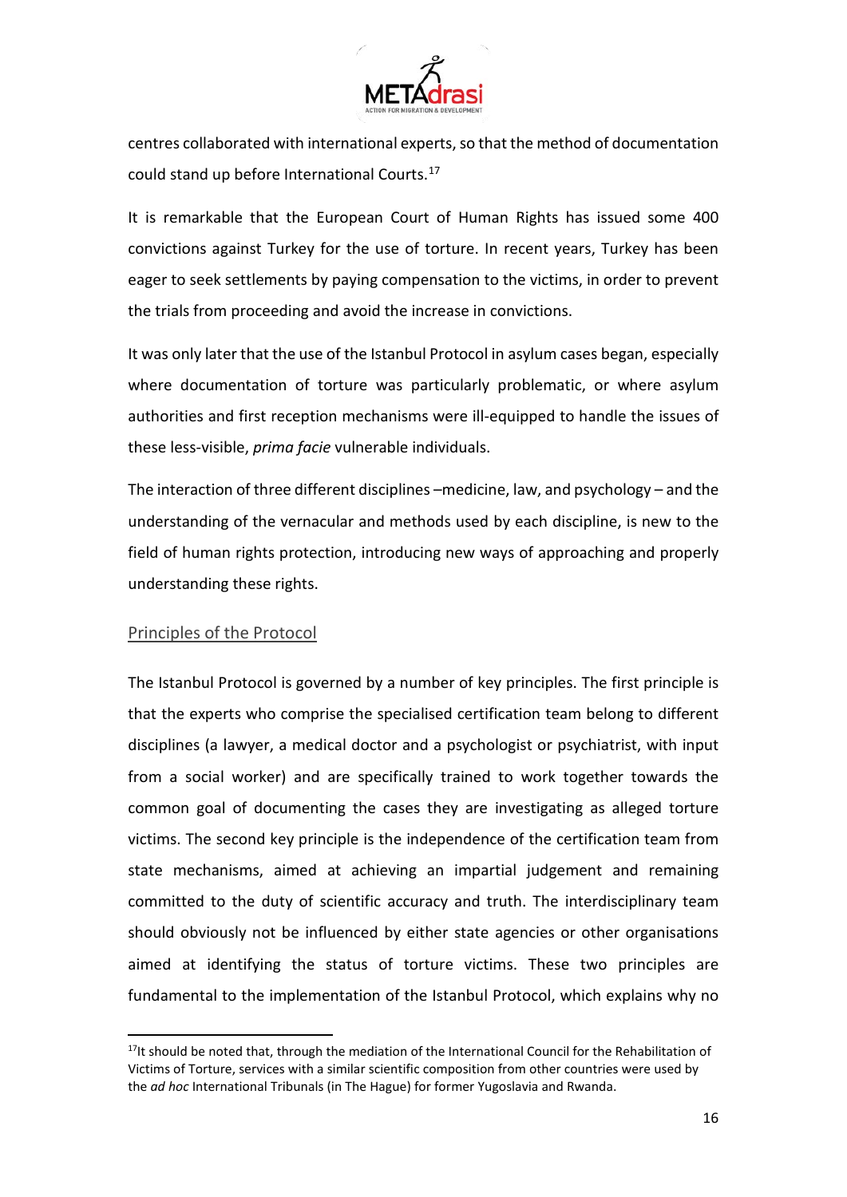centres collaborated with international experts, so that the method of documentation could stand up before International Courts.[17]

It is remarkable that the European Court of Human Rights has issued some 400 convictions against Turkey for the use of torture. In recent years, Turkey has been eager to seek settlements by paying compensation to the victims, in order to prevent the trials from proceeding and avoid the increase in convictions.

It was only later that the use of the Istanbul Protocol in asylum cases began, especially where documentation of torture was particularly problematic, or where asylum authorities and first reception mechanisms were ill-equipped to handle the issues of these less-visible, *prima facie* vulnerable individuals.

The interaction of three different disciplines –medicine, law, and psychology – and the understanding of the vernacular and methods used by each discipline, is new to the field of human rights protection, introducing new ways of approaching and properly understanding these rights.

## Principles of the Protocol

The Istanbul Protocol is governed by a number of key principles. The first principle is that the experts who comprise the specialised certification team belong to different disciplines (a lawyer, a medical doctor and a psychologist or psychiatrist, with input from a social worker) and are specifically trained to work together towards the common goal of documenting the cases they are investigating as alleged torture victims. The second key principle is the independence of the certification team from state mechanisms, aimed at achieving an impartial judgement and remaining committed to the duty of scientific accuracy and truth. The interdisciplinary team should obviously not be influenced by either state agencies or other organisations aimed at identifying the status of torture victims. These two principles are fundamental to the implementation of the Istanbul Protocol, which explains why no

[17] It should be noted that, through the mediation of the International Council for the Rehabilitation of Victims of Torture, services with a similar scientific composition from other countries were used by the *ad hoc* International Tribunals (in The Hague) for former Yugoslavia and Rwanda.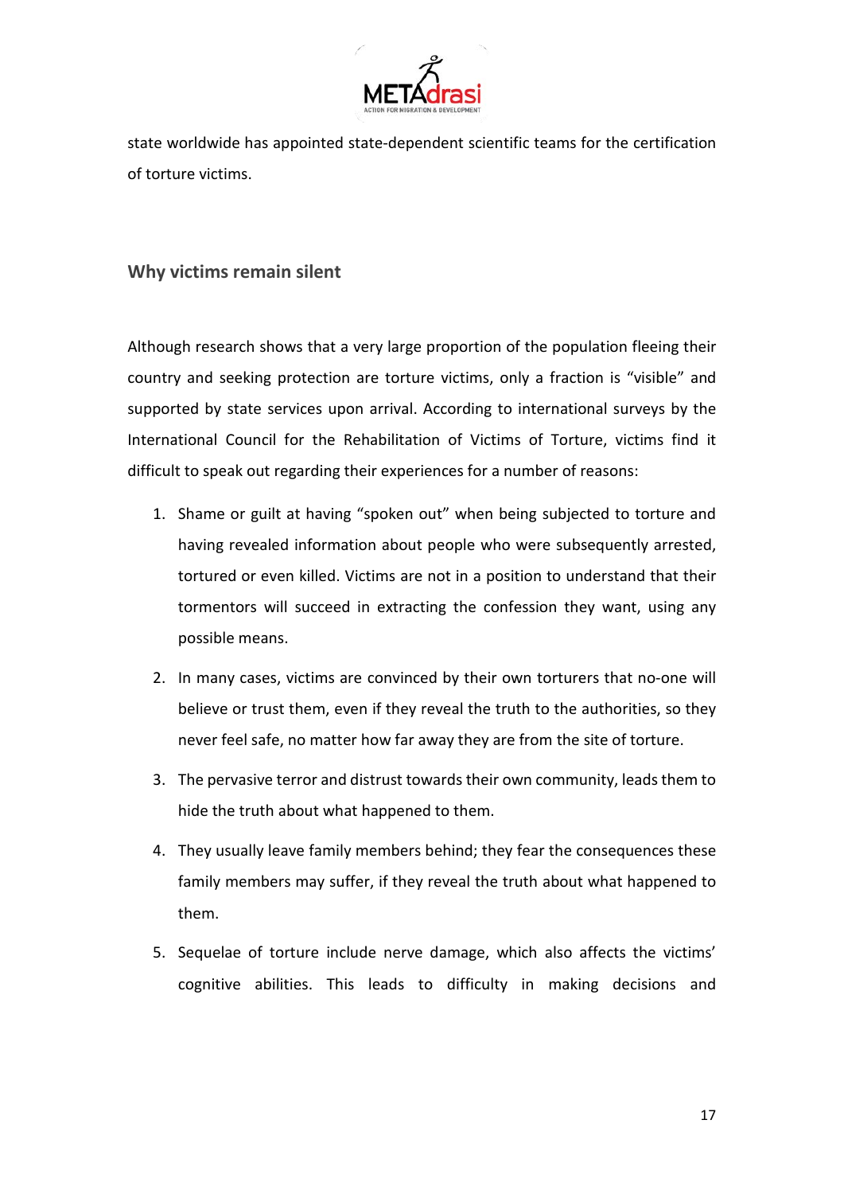state worldwide has appointed state-dependent scientific teams for the certification of torture victims.

## Why victims remain silent

Although research shows that a very large proportion of the population fleeing their country and seeking protection are torture victims, only a fraction is "visible" and supported by state services upon arrival. According to international surveys by the International Council for the Rehabilitation of Victims of Torture, victims find it difficult to speak out regarding their experiences for a number of reasons:

1. Shame or guilt at having "spoken out" when being subjected to torture and having revealed information about people who were subsequently arrested, tortured or even killed. Victims are not in a position to understand that their tormentors will succeed in extracting the confession they want, using any possible means.
2. In many cases, victims are convinced by their own torturers that no-one will believe or trust them, even if they reveal the truth to the authorities, so they never feel safe, no matter how far away they are from the site of torture.
3. The pervasive terror and distrust towards their own community, leads them to hide the truth about what happened to them.
4. They usually leave family members behind; they fear the consequences these family members may suffer, if they reveal the truth about what happened to them.
5. Sequelae of torture include nerve damage, which also affects the victims' cognitive abilities. This leads to difficulty in making decisions and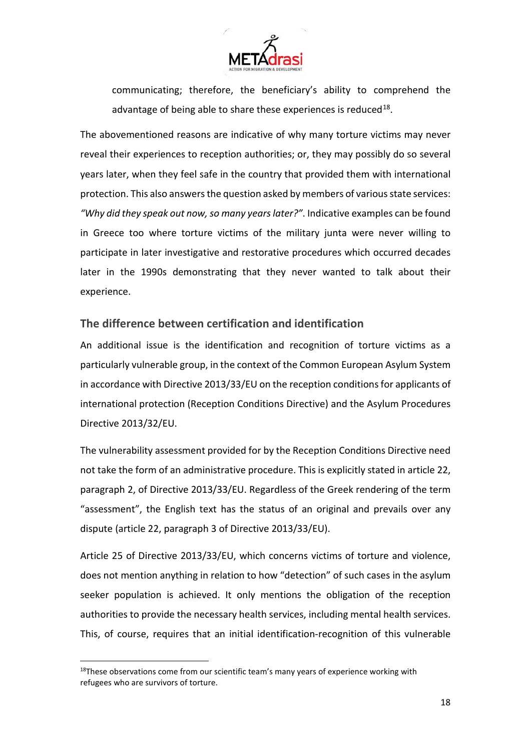communicating; therefore, the beneficiary's ability to comprehend the advantage of being able to share these experiences is reduced[18].

The abovementioned reasons are indicative of why many torture victims may never reveal their experiences to reception authorities; or, they may possibly do so several years later, when they feel safe in the country that provided them with international protection. This also answers the question asked by members of various state services: *"Why did they speak out now, so many years later?"*. Indicative examples can be found in Greece too where torture victims of the military junta were never willing to participate in later investigative and restorative procedures which occurred decades later in the 1990s demonstrating that they never wanted to talk about their experience.

## The difference between certification and identification

An additional issue is the identification and recognition of torture victims as a particularly vulnerable group, in the context of the Common European Asylum System in accordance with Directive 2013/33/EU on the reception conditions for applicants of international protection (Reception Conditions Directive) and the Asylum Procedures Directive 2013/32/EU.

The vulnerability assessment provided for by the Reception Conditions Directive need not take the form of an administrative procedure. This is explicitly stated in article 22, paragraph 2, of Directive 2013/33/EU. Regardless of the Greek rendering of the term "assessment", the English text has the status of an original and prevails over any dispute (article 22, paragraph 3 of Directive 2013/33/EU).

Article 25 of Directive 2013/33/EU, which concerns victims of torture and violence, does not mention anything in relation to how "detection" of such cases in the asylum seeker population is achieved. It only mentions the obligation of the reception authorities to provide the necessary health services, including mental health services. This, of course, requires that an initial identification-recognition of this vulnerable

[18] These observations come from our scientific team's many years of experience working with refugees who are survivors of torture.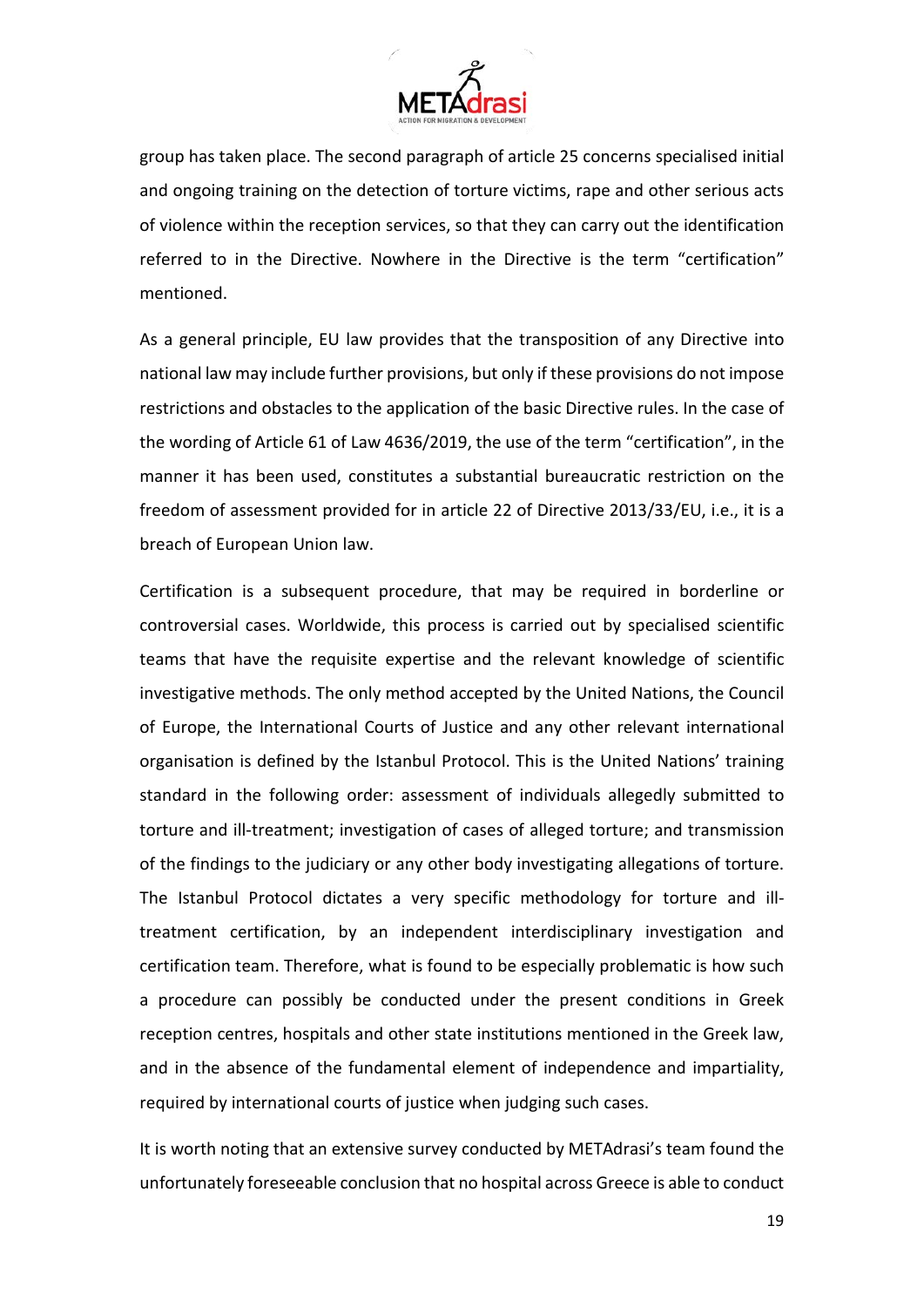group has taken place. The second paragraph of article 25 concerns specialised initial and ongoing training on the detection of torture victims, rape and other serious acts of violence within the reception services, so that they can carry out the identification referred to in the Directive. Nowhere in the Directive is the term "certification" mentioned.

As a general principle, EU law provides that the transposition of any Directive into national law may include further provisions, but only if these provisions do not impose restrictions and obstacles to the application of the basic Directive rules. In the case of the wording of Article 61 of Law 4636/2019, the use of the term "certification", in the manner it has been used, constitutes a substantial bureaucratic restriction on the freedom of assessment provided for in article 22 of Directive 2013/33/EU, i.e., it is a breach of European Union law.

Certification is a subsequent procedure, that may be required in borderline or controversial cases. Worldwide, this process is carried out by specialised scientific teams that have the requisite expertise and the relevant knowledge of scientific investigative methods. The only method accepted by the United Nations, the Council of Europe, the International Courts of Justice and any other relevant international organisation is defined by the Istanbul Protocol. This is the United Nations' training standard in the following order: assessment of individuals allegedly submitted to torture and ill-treatment; investigation of cases of alleged torture; and transmission of the findings to the judiciary or any other body investigating allegations of torture. The Istanbul Protocol dictates a very specific methodology for torture and ill-treatment certification, by an independent interdisciplinary investigation and certification team. Therefore, what is found to be especially problematic is how such a procedure can possibly be conducted under the present conditions in Greek reception centres, hospitals and other state institutions mentioned in the Greek law, and in the absence of the fundamental element of independence and impartiality, required by international courts of justice when judging such cases.

It is worth noting that an extensive survey conducted by METAdrasi's team found the unfortunately foreseeable conclusion that no hospital across Greece is able to conduct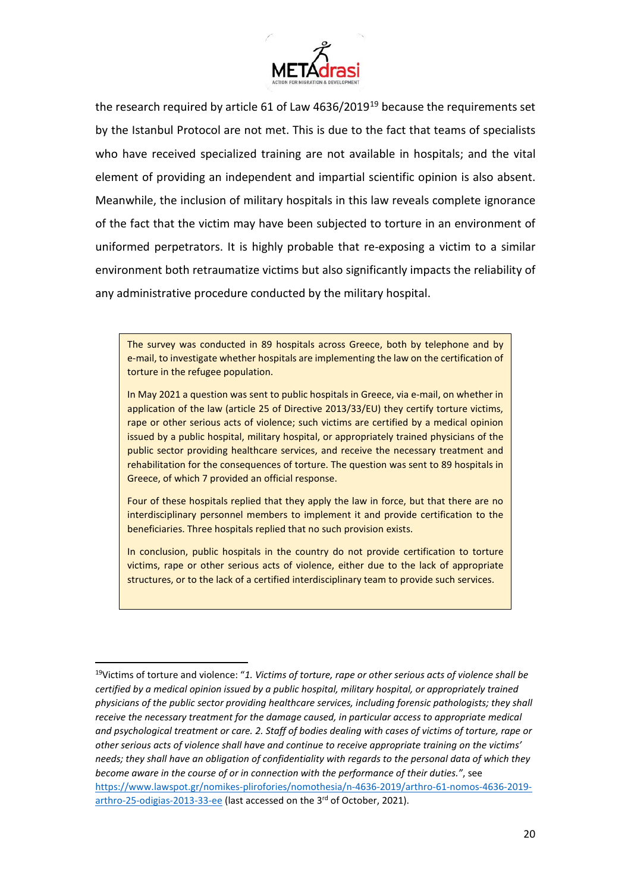the research required by article 61 of Law 4636/2019[19] because the requirements set by the Istanbul Protocol are not met. This is due to the fact that teams of specialists who have received specialized training are not available in hospitals; and the vital element of providing an independent and impartial scientific opinion is also absent. Meanwhile, the inclusion of military hospitals in this law reveals complete ignorance of the fact that the victim may have been subjected to torture in an environment of uniformed perpetrators. It is highly probable that re-exposing a victim to a similar environment both retraumatize victims but also significantly impacts the reliability of any administrative procedure conducted by the military hospital.

> The survey was conducted in 89 hospitals across Greece, both by telephone and by e-mail, to investigate whether hospitals are implementing the law on the certification of torture in the refugee population.
>
> In May 2021 a question was sent to public hospitals in Greece, via e-mail, on whether in application of the law (article 25 of Directive 2013/33/EU) they certify torture victims, rape or other serious acts of violence; such victims are certified by a medical opinion issued by a public hospital, military hospital, or appropriately trained physicians of the public sector providing healthcare services, and receive the necessary treatment and rehabilitation for the consequences of torture. The question was sent to 89 hospitals in Greece, of which 7 provided an official response.
>
> Four of these hospitals replied that they apply the law in force, but that there are no interdisciplinary personnel members to implement it and provide certification to the beneficiaries. Three hospitals replied that no such provision exists.
>
> In conclusion, public hospitals in the country do not provide certification to torture victims, rape or other serious acts of violence, either due to the lack of appropriate structures, or to the lack of a certified interdisciplinary team to provide such services.

---

[19] Victims of torture and violence: "*1. Victims of torture, rape or other serious acts of violence shall be certified by a medical opinion issued by a public hospital, military hospital, or appropriately trained physicians of the public sector providing healthcare services, including forensic pathologists; they shall receive the necessary treatment for the damage caused, in particular access to appropriate medical and psychological treatment or care. 2. Staff of bodies dealing with cases of victims of torture, rape or other serious acts of violence shall have and continue to receive appropriate training on the victims' needs; they shall have an obligation of confidentiality with regards to the personal data of which they become aware in the course of or in connection with the performance of their duties.*", see [https://www.lawspot.gr/nomikes-plirofories/nomothesia/n-4636-2019/arthro-61-nomos-4636-2019-arthro-25-odigias-2013-33-ee](https://www.lawspot.gr/nomikes-plirofories/nomothesia/n-4636-2019/arthro-61-nomos-4636-2019-arthro-25-odigias-2013-33-ee) (last accessed on the 3rd of October, 2021).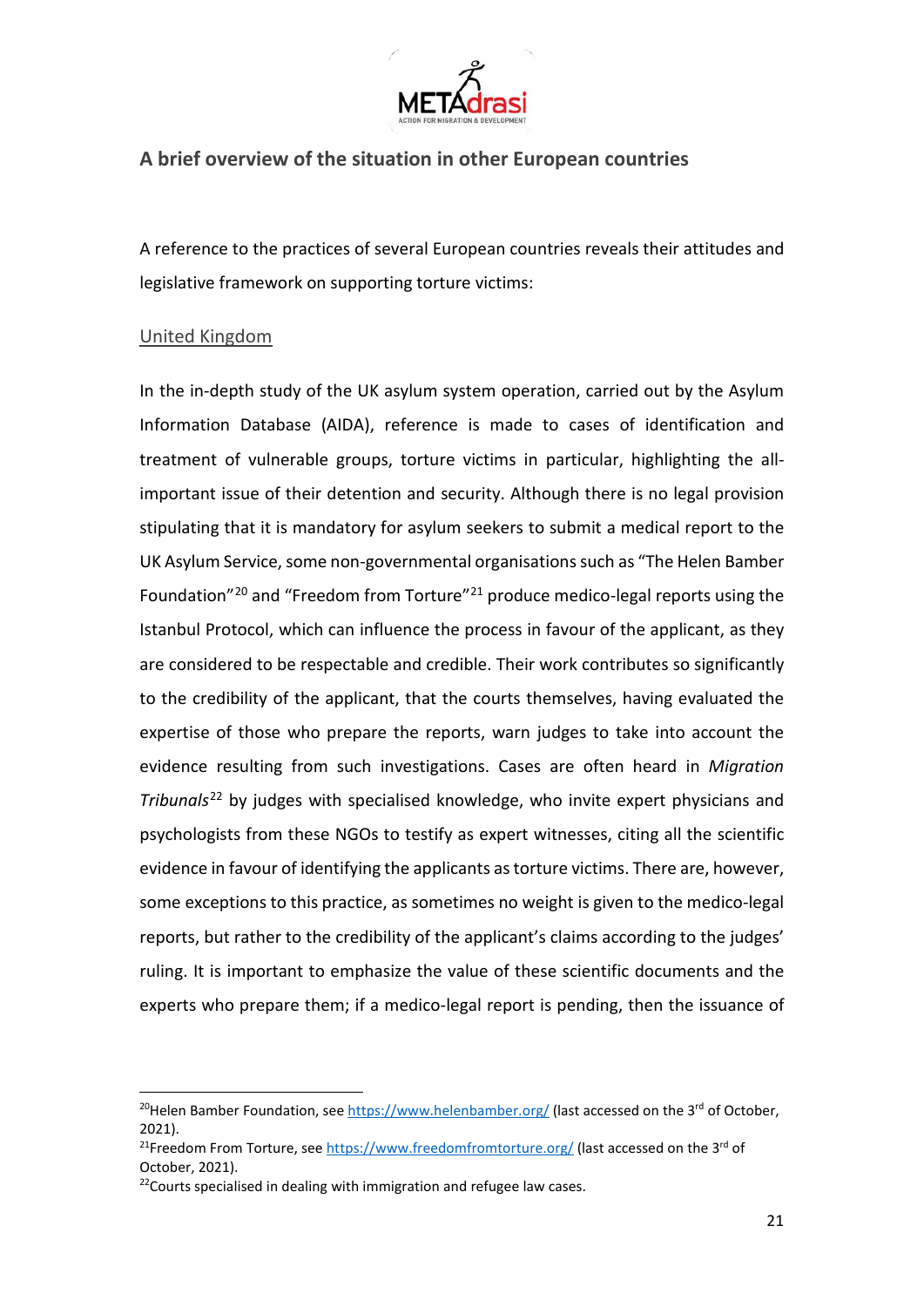## A brief overview of the situation in other European countries

A reference to the practices of several European countries reveals their attitudes and legislative framework on supporting torture victims:

### United Kingdom

In the in-depth study of the UK asylum system operation, carried out by the Asylum Information Database (AIDA), reference is made to cases of identification and treatment of vulnerable groups, torture victims in particular, highlighting the all-important issue of their detention and security. Although there is no legal provision stipulating that it is mandatory for asylum seekers to submit a medical report to the UK Asylum Service, some non-governmental organisations such as "The Helen Bamber Foundation"[20] and "Freedom from Torture"[21] produce medico-legal reports using the Istanbul Protocol, which can influence the process in favour of the applicant, as they are considered to be respectable and credible. Their work contributes so significantly to the credibility of the applicant, that the courts themselves, having evaluated the expertise of those who prepare the reports, warn judges to take into account the evidence resulting from such investigations. Cases are often heard in *Migration Tribunals*[22] by judges with specialised knowledge, who invite expert physicians and psychologists from these NGOs to testify as expert witnesses, citing all the scientific evidence in favour of identifying the applicants as torture victims. There are, however, some exceptions to this practice, as sometimes no weight is given to the medico-legal reports, but rather to the credibility of the applicant's claims according to the judges' ruling. It is important to emphasize the value of these scientific documents and the experts who prepare them; if a medico-legal report is pending, then the issuance of

---

[20] Helen Bamber Foundation, see https://www.helenbamber.org/ (last accessed on the 3rd of October, 2021).

[21] Freedom From Torture, see https://www.freedomfromtorture.org/ (last accessed on the 3rd of October, 2021).

[22] Courts specialised in dealing with immigration and refugee law cases.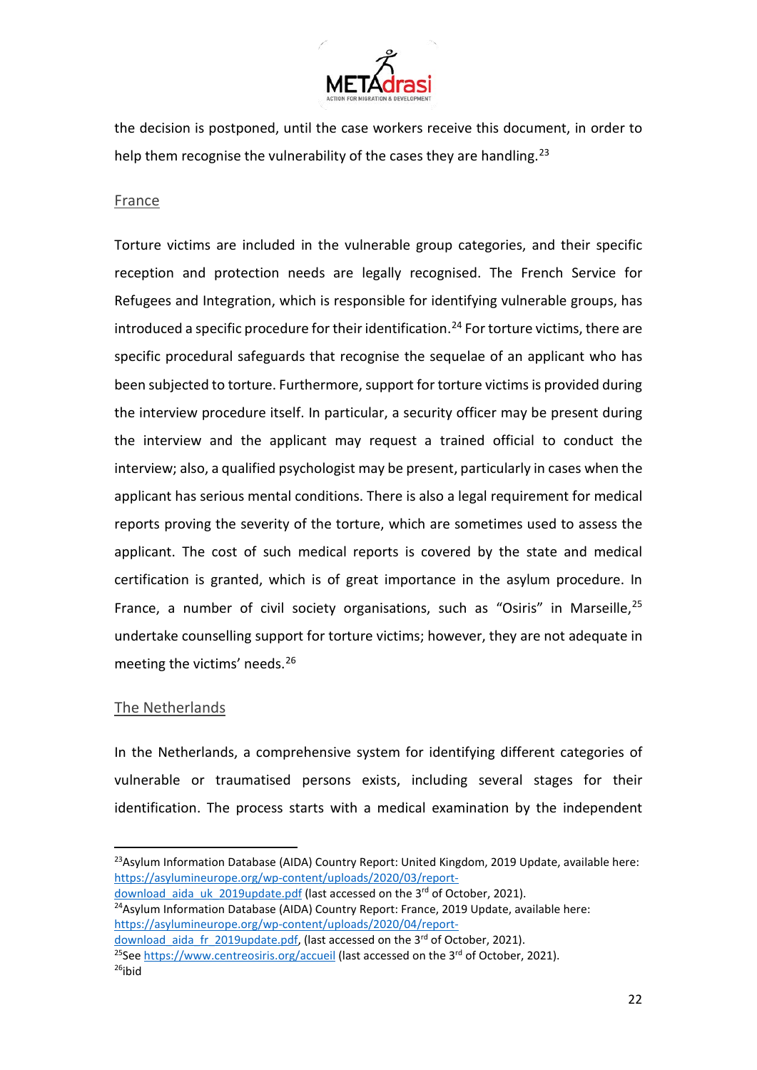the decision is postponed, until the case workers receive this document, in order to help them recognise the vulnerability of the cases they are handling.[23]

## France

Torture victims are included in the vulnerable group categories, and their specific reception and protection needs are legally recognised. The French Service for Refugees and Integration, which is responsible for identifying vulnerable groups, has introduced a specific procedure for their identification.[24] For torture victims, there are specific procedural safeguards that recognise the sequelae of an applicant who has been subjected to torture. Furthermore, support for torture victims is provided during the interview procedure itself. In particular, a security officer may be present during the interview and the applicant may request a trained official to conduct the interview; also, a qualified psychologist may be present, particularly in cases when the applicant has serious mental conditions. There is also a legal requirement for medical reports proving the severity of the torture, which are sometimes used to assess the applicant. The cost of such medical reports is covered by the state and medical certification is granted, which is of great importance in the asylum procedure. In France, a number of civil society organisations, such as "Osiris" in Marseille,[25] undertake counselling support for torture victims; however, they are not adequate in meeting the victims' needs.[26]

## The Netherlands

In the Netherlands, a comprehensive system for identifying different categories of vulnerable or traumatised persons exists, including several stages for their identification. The process starts with a medical examination by the independent

---

[23] Asylum Information Database (AIDA) Country Report: United Kingdom, 2019 Update, available here: https://asylumineurope.org/wp-content/uploads/2020/03/report-download_aida_uk_2019update.pdf (last accessed on the 3rd of October, 2021).

[24] Asylum Information Database (AIDA) Country Report: France, 2019 Update, available here: https://asylumineurope.org/wp-content/uploads/2020/04/report-download_aida_fr_2019update.pdf, (last accessed on the 3rd of October, 2021).

[25] See https://www.centreosiris.org/accueil (last accessed on the 3rd of October, 2021).

[26] ibid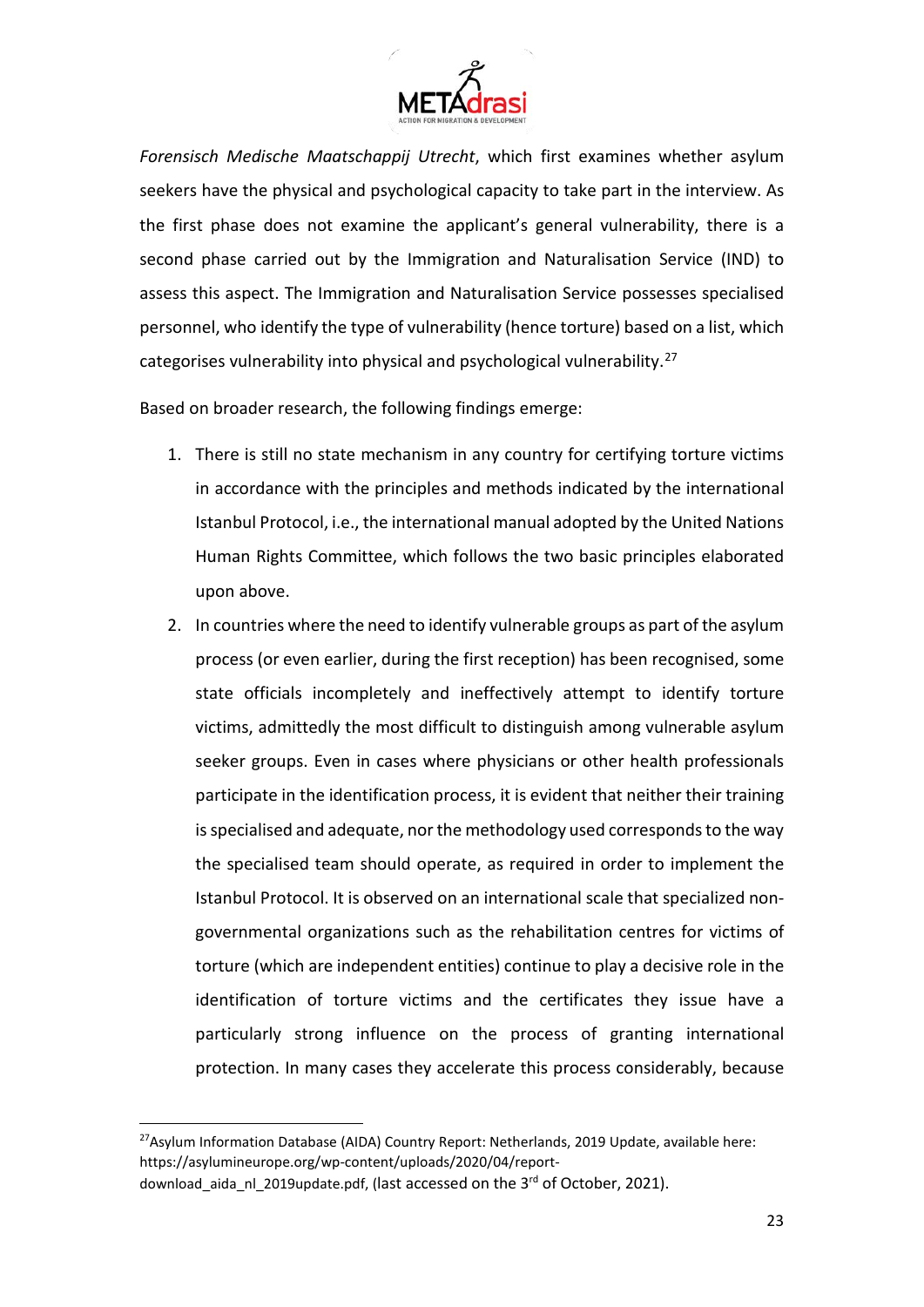*Forensisch Medische Maatschappij Utrecht*, which first examines whether asylum seekers have the physical and psychological capacity to take part in the interview. As the first phase does not examine the applicant's general vulnerability, there is a second phase carried out by the Immigration and Naturalisation Service (IND) to assess this aspect. The Immigration and Naturalisation Service possesses specialised personnel, who identify the type of vulnerability (hence torture) based on a list, which categorises vulnerability into physical and psychological vulnerability.[27]

Based on broader research, the following findings emerge:

1. There is still no state mechanism in any country for certifying torture victims in accordance with the principles and methods indicated by the international Istanbul Protocol, i.e., the international manual adopted by the United Nations Human Rights Committee, which follows the two basic principles elaborated upon above.
2. In countries where the need to identify vulnerable groups as part of the asylum process (or even earlier, during the first reception) has been recognised, some state officials incompletely and ineffectively attempt to identify torture victims, admittedly the most difficult to distinguish among vulnerable asylum seeker groups. Even in cases where physicians or other health professionals participate in the identification process, it is evident that neither their training is specialised and adequate, nor the methodology used corresponds to the way the specialised team should operate, as required in order to implement the Istanbul Protocol. It is observed on an international scale that specialized non-governmental organizations such as the rehabilitation centres for victims of torture (which are independent entities) continue to play a decisive role in the identification of torture victims and the certificates they issue have a particularly strong influence on the process of granting international protection. In many cases they accelerate this process considerably, because

---

[27] Asylum Information Database (AIDA) Country Report: Netherlands, 2019 Update, available here: https://asylumineurope.org/wp-content/uploads/2020/04/report-download_aida_nl_2019update.pdf, (last accessed on the 3rd of October, 2021).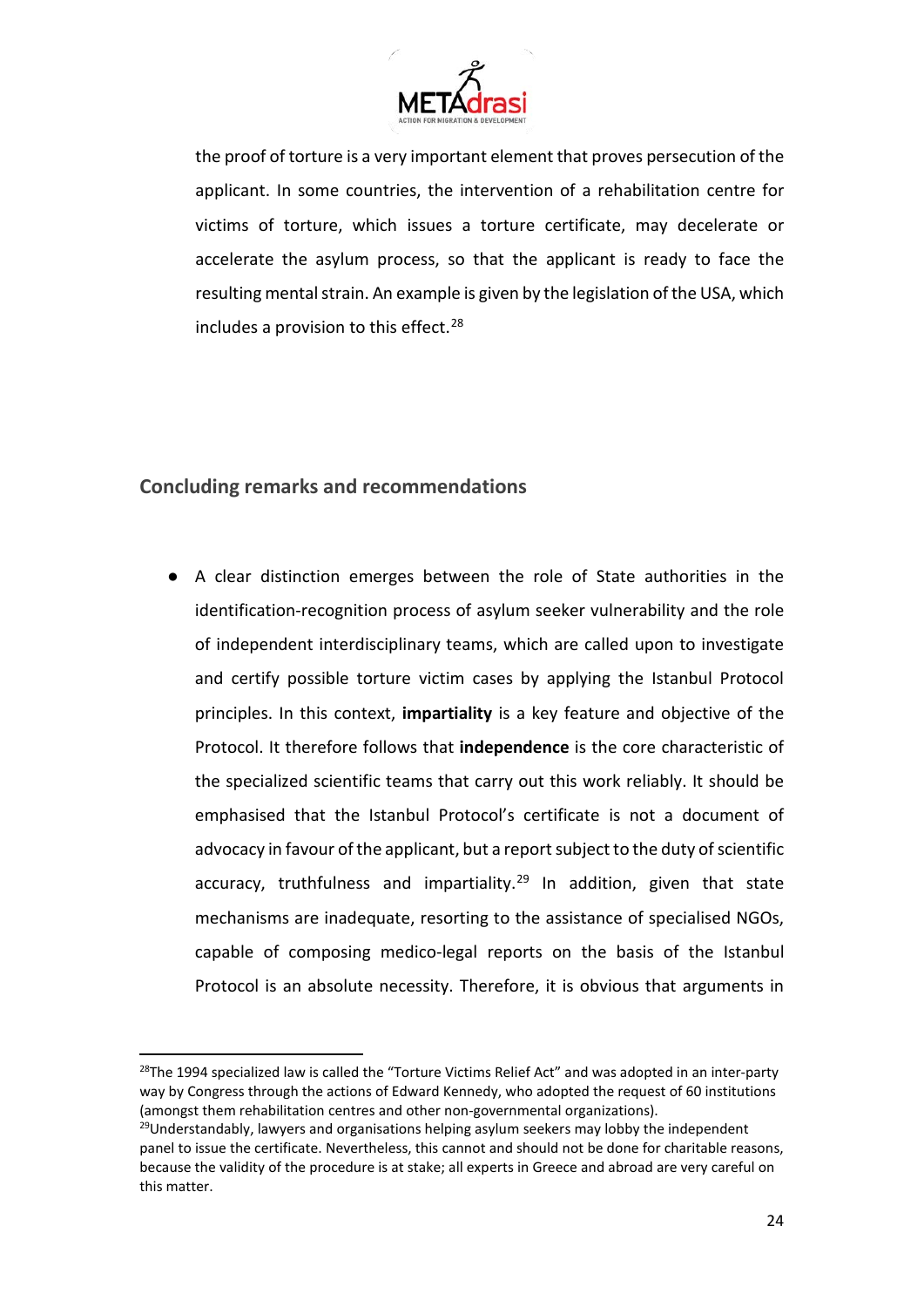the proof of torture is a very important element that proves persecution of the applicant. In some countries, the intervention of a rehabilitation centre for victims of torture, which issues a torture certificate, may decelerate or accelerate the asylum process, so that the applicant is ready to face the resulting mental strain. An example is given by the legislation of the USA, which includes a provision to this effect.[28]

## Concluding remarks and recommendations

- A clear distinction emerges between the role of State authorities in the identification-recognition process of asylum seeker vulnerability and the role of independent interdisciplinary teams, which are called upon to investigate and certify possible torture victim cases by applying the Istanbul Protocol principles. In this context, **impartiality** is a key feature and objective of the Protocol. It therefore follows that **independence** is the core characteristic of the specialized scientific teams that carry out this work reliably. It should be emphasised that the Istanbul Protocol's certificate is not a document of advocacy in favour of the applicant, but a report subject to the duty of scientific accuracy, truthfulness and impartiality.[29] In addition, given that state mechanisms are inadequate, resorting to the assistance of specialised NGOs, capable of composing medico-legal reports on the basis of the Istanbul Protocol is an absolute necessity. Therefore, it is obvious that arguments in

---

[28] The 1994 specialized law is called the "Torture Victims Relief Act" and was adopted in an inter-party way by Congress through the actions of Edward Kennedy, who adopted the request of 60 institutions (amongst them rehabilitation centres and other non-governmental organizations).

[29] Understandably, lawyers and organisations helping asylum seekers may lobby the independent panel to issue the certificate. Nevertheless, this cannot and should not be done for charitable reasons, because the validity of the procedure is at stake; all experts in Greece and abroad are very careful on this matter.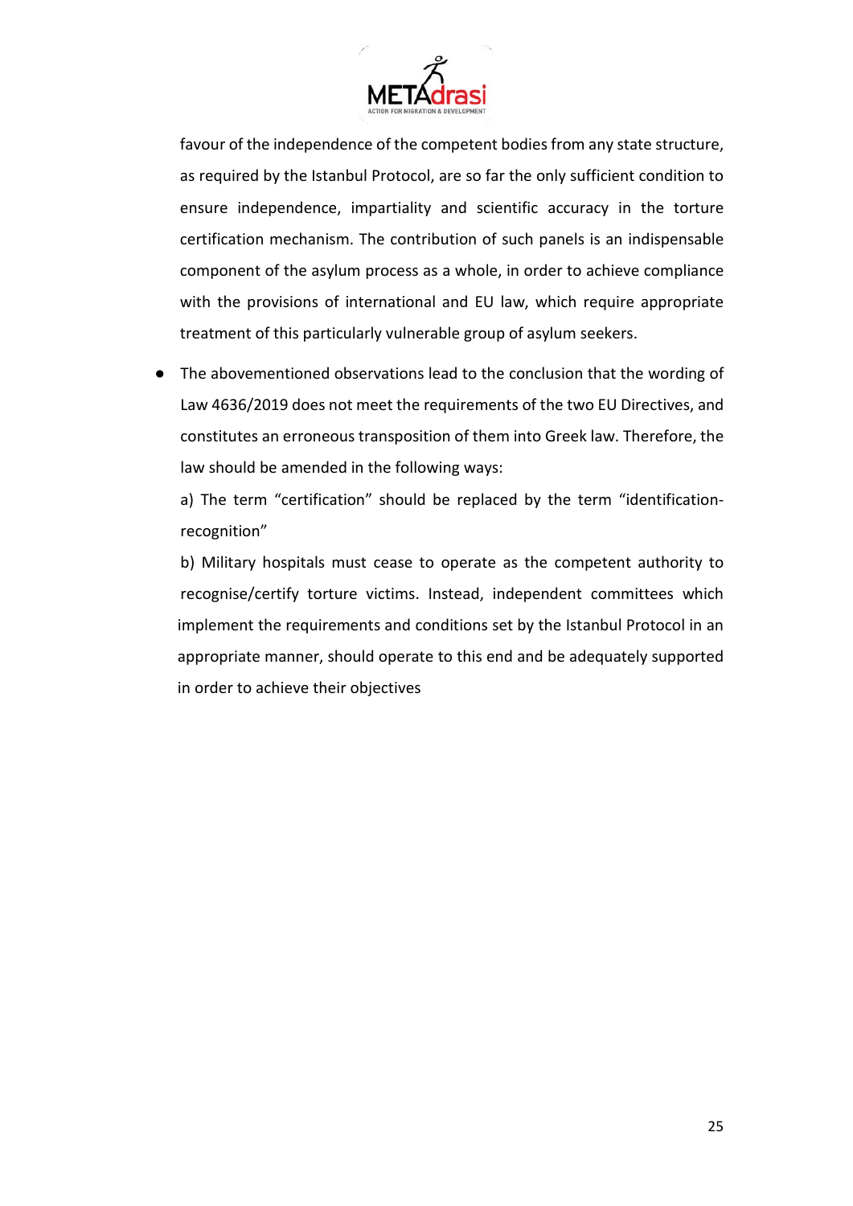favour of the independence of the competent bodies from any state structure, as required by the Istanbul Protocol, are so far the only sufficient condition to ensure independence, impartiality and scientific accuracy in the torture certification mechanism. The contribution of such panels is an indispensable component of the asylum process as a whole, in order to achieve compliance with the provisions of international and EU law, which require appropriate treatment of this particularly vulnerable group of asylum seekers.

- The abovementioned observations lead to the conclusion that the wording of Law 4636/2019 does not meet the requirements of the two EU Directives, and constitutes an erroneous transposition of them into Greek law. Therefore, the law should be amended in the following ways:

  a) The term "certification" should be replaced by the term "identification-recognition"

  b) Military hospitals must cease to operate as the competent authority to recognise/certify torture victims. Instead, independent committees which implement the requirements and conditions set by the Istanbul Protocol in an appropriate manner, should operate to this end and be adequately supported in order to achieve their objectives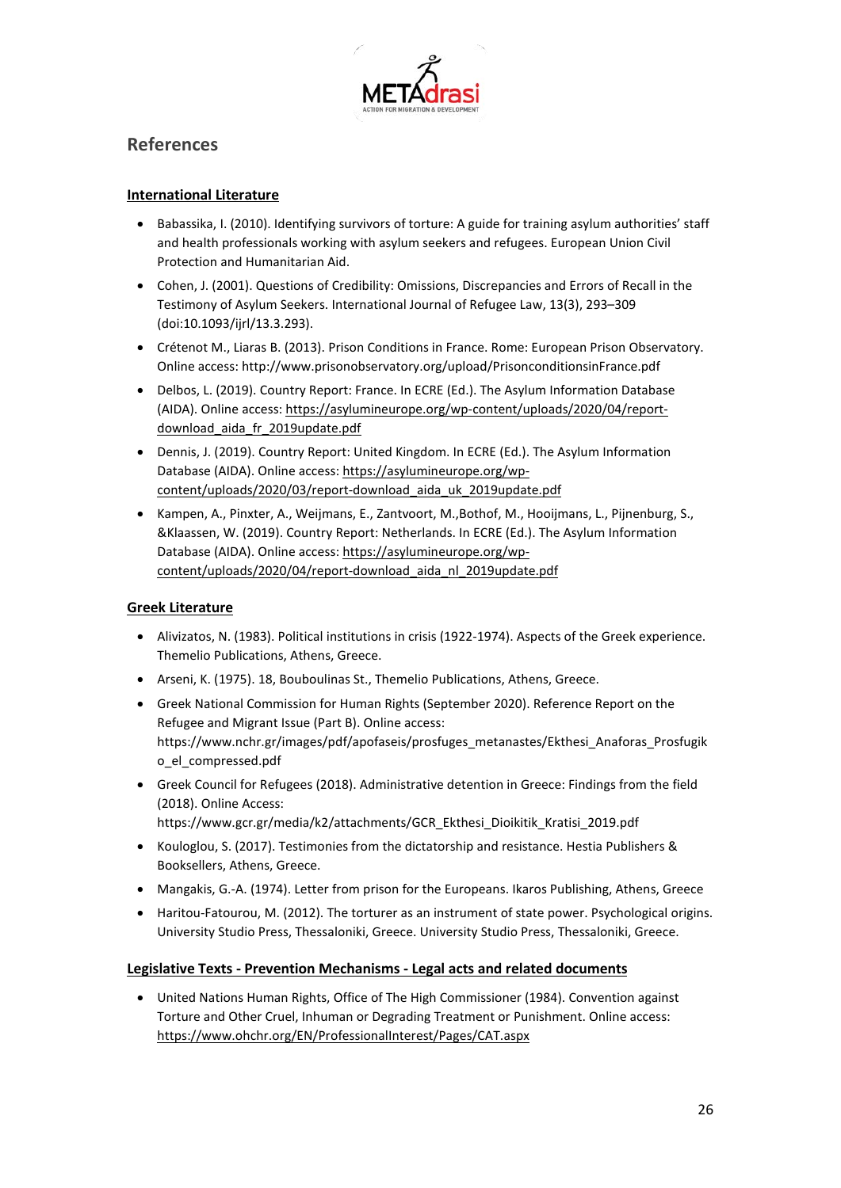## References

### International Literature

- Babassika, I. (2010). Identifying survivors of torture: A guide for training asylum authorities' staff and health professionals working with asylum seekers and refugees. European Union Civil Protection and Humanitarian Aid.
- Cohen, J. (2001). Questions of Credibility: Omissions, Discrepancies and Errors of Recall in the Testimony of Asylum Seekers. International Journal of Refugee Law, 13(3), 293–309 (doi:10.1093/ijrl/13.3.293).
- Crétenot M., Liaras B. (2013). Prison Conditions in France. Rome: European Prison Observatory. Online access: http://www.prisonobservatory.org/upload/PrisonconditionsinFrance.pdf
- Delbos, L. (2019). Country Report: France. In ECRE (Ed.). The Asylum Information Database (AIDA). Online access: https://asylumineurope.org/wp-content/uploads/2020/04/report-download_aida_fr_2019update.pdf
- Dennis, J. (2019). Country Report: United Kingdom. In ECRE (Ed.). The Asylum Information Database (AIDA). Online access: https://asylumineurope.org/wp-content/uploads/2020/03/report-download_aida_uk_2019update.pdf
- Kampen, A., Pinxter, A., Weijmans, E., Zantvoort, M.,Bothof, M., Hooijmans, L., Pijnenburg, S., &Klaassen, W. (2019). Country Report: Netherlands. In ECRE (Ed.). The Asylum Information Database (AIDA). Online access: https://asylumineurope.org/wp-content/uploads/2020/04/report-download_aida_nl_2019update.pdf

### Greek Literature

- Alivizatos, N. (1983). Political institutions in crisis (1922-1974). Aspects of the Greek experience. Themelio Publications, Athens, Greece.
- Arseni, K. (1975). 18, Bouboulinas St., Themelio Publications, Athens, Greece.
- Greek National Commission for Human Rights (September 2020). Reference Report on the Refugee and Migrant Issue (Part B). Online access: https://www.nchr.gr/images/pdf/apofaseis/prosfuges_metanastes/Ekthesi_Anaforas_Prosfugiko_el_compressed.pdf
- Greek Council for Refugees (2018). Administrative detention in Greece: Findings from the field (2018). Online Access: https://www.gcr.gr/media/k2/attachments/GCR_Ekthesi_Dioikitik_Kratisi_2019.pdf
- Kouloglou, S. (2017). Testimonies from the dictatorship and resistance. Hestia Publishers & Booksellers, Athens, Greece.
- Mangakis, G.-A. (1974). Letter from prison for the Europeans. Ikaros Publishing, Athens, Greece
- Haritou-Fatourou, M. (2012). The torturer as an instrument of state power. Psychological origins. University Studio Press, Thessaloniki, Greece. University Studio Press, Thessaloniki, Greece.

### Legislative Texts - Prevention Mechanisms - Legal acts and related documents

- United Nations Human Rights, Office of The High Commissioner (1984). Convention against Torture and Other Cruel, Inhuman or Degrading Treatment or Punishment. Online access: https://www.ohchr.org/EN/ProfessionalInterest/Pages/CAT.aspx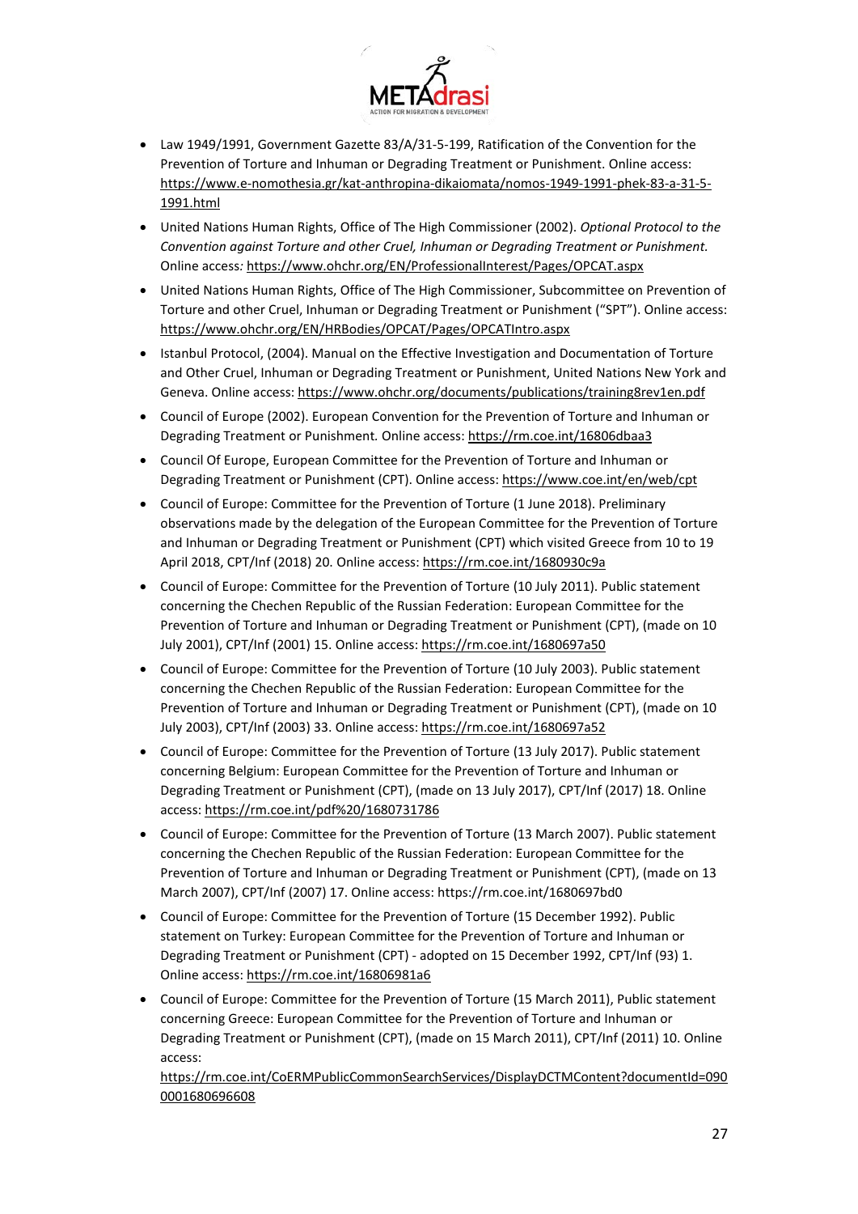- Law 1949/1991, Government Gazette 83/A/31-5-199, Ratification of the Convention for the Prevention of Torture and Inhuman or Degrading Treatment or Punishment. Online access: https://www.e-nomothesia.gr/kat-anthropina-dikaiomata/nomos-1949-1991-phek-83-a-31-5-1991.html
- United Nations Human Rights, Office of The High Commissioner (2002). *Optional Protocol to the Convention against Torture and other Cruel, Inhuman or Degrading Treatment or Punishment.* Online access*:* https://www.ohchr.org/EN/ProfessionalInterest/Pages/OPCAT.aspx
- United Nations Human Rights, Office of The High Commissioner, Subcommittee on Prevention of Torture and other Cruel, Inhuman or Degrading Treatment or Punishment ("SPT"). Online access: https://www.ohchr.org/EN/HRBodies/OPCAT/Pages/OPCATIntro.aspx
- Istanbul Protocol, (2004). Manual on the Effective Investigation and Documentation of Torture and Other Cruel, Inhuman or Degrading Treatment or Punishment, United Nations New York and Geneva. Online access: https://www.ohchr.org/documents/publications/training8rev1en.pdf
- Council of Europe (2002). European Convention for the Prevention of Torture and Inhuman or Degrading Treatment or Punishment*.* Online access: https://rm.coe.int/16806dbaa3
- Council Of Europe, European Committee for the Prevention of Torture and Inhuman or Degrading Treatment or Punishment (CPT). Online access: https://www.coe.int/en/web/cpt
- Council of Europe: Committee for the Prevention of Torture (1 June 2018). Preliminary observations made by the delegation of the European Committee for the Prevention of Torture and Inhuman or Degrading Treatment or Punishment (CPT) which visited Greece from 10 to 19 April 2018, CPT/Inf (2018) 20. Online access: https://rm.coe.int/1680930c9a
- Council of Europe: Committee for the Prevention of Torture (10 July 2011). Public statement concerning the Chechen Republic of the Russian Federation: European Committee for the Prevention of Torture and Inhuman or Degrading Treatment or Punishment (CPT), (made on 10 July 2001), CPT/Inf (2001) 15. Online access: https://rm.coe.int/1680697a50
- Council of Europe: Committee for the Prevention of Torture (10 July 2003). Public statement concerning the Chechen Republic of the Russian Federation: European Committee for the Prevention of Torture and Inhuman or Degrading Treatment or Punishment (CPT), (made on 10 July 2003), CPT/Inf (2003) 33. Online access: https://rm.coe.int/1680697a52
- Council of Europe: Committee for the Prevention of Torture (13 July 2017). Public statement concerning Belgium: European Committee for the Prevention of Torture and Inhuman or Degrading Treatment or Punishment (CPT), (made on 13 July 2017), CPT/Inf (2017) 18. Online access: https://rm.coe.int/pdf%20/1680731786
- Council of Europe: Committee for the Prevention of Torture (13 March 2007). Public statement concerning the Chechen Republic of the Russian Federation: European Committee for the Prevention of Torture and Inhuman or Degrading Treatment or Punishment (CPT), (made on 13 March 2007), CPT/Inf (2007) 17. Online access: https://rm.coe.int/1680697bd0
- Council of Europe: Committee for the Prevention of Torture (15 December 1992). Public statement on Turkey: European Committee for the Prevention of Torture and Inhuman or Degrading Treatment or Punishment (CPT) - adopted on 15 December 1992, CPT/Inf (93) 1. Online access: https://rm.coe.int/16806981a6
- Council of Europe: Committee for the Prevention of Torture (15 March 2011), Public statement concerning Greece: European Committee for the Prevention of Torture and Inhuman or Degrading Treatment or Punishment (CPT), (made on 15 March 2011), CPT/Inf (2011) 10. Online access: https://rm.coe.int/CoERMPublicCommonSearchServices/DisplayDCTMContent?documentId=0900001680696608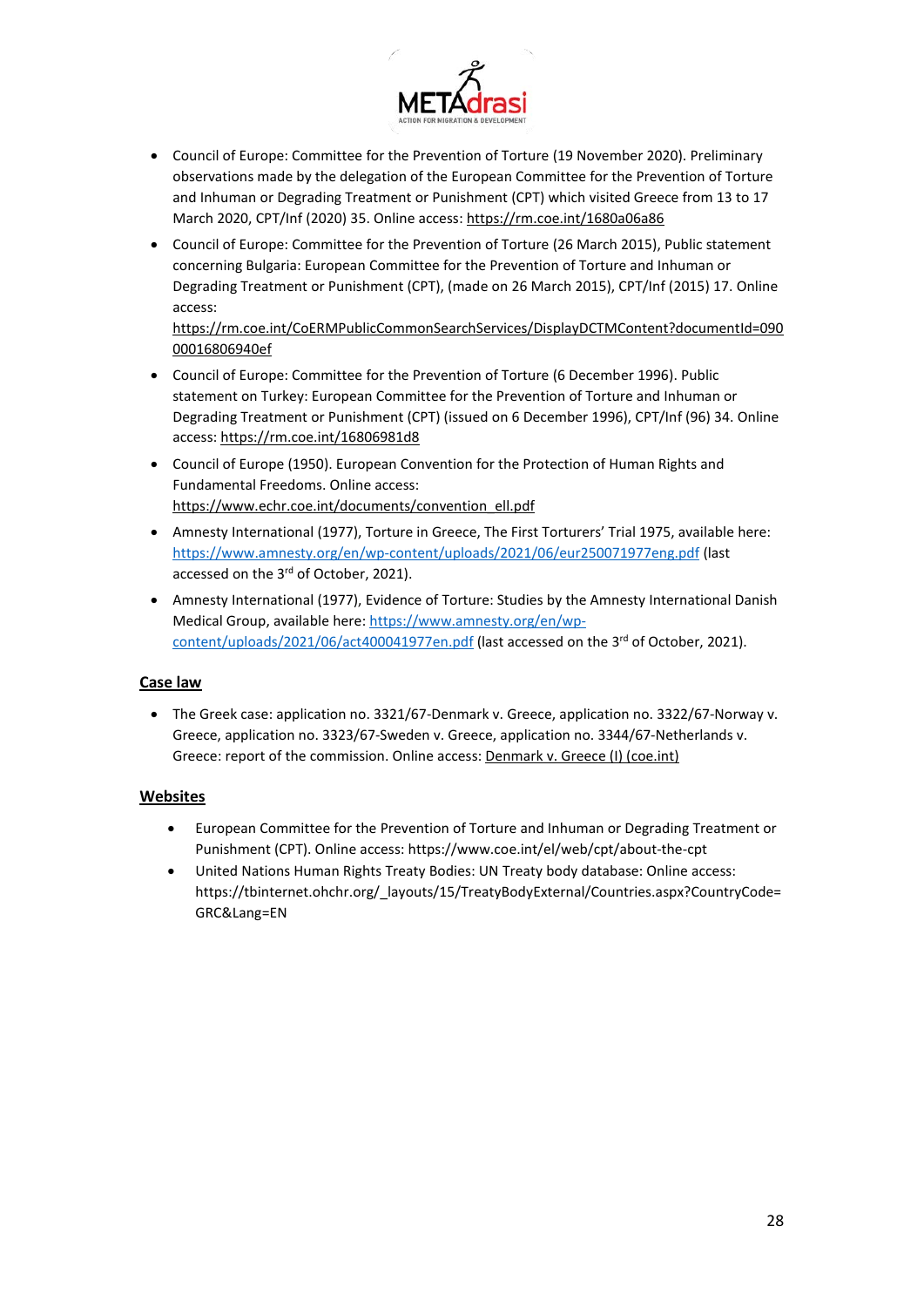- Council of Europe: Committee for the Prevention of Torture (19 November 2020). Preliminary observations made by the delegation of the European Committee for the Prevention of Torture and Inhuman or Degrading Treatment or Punishment (CPT) which visited Greece from 13 to 17 March 2020, CPT/Inf (2020) 35. Online access: https://rm.coe.int/1680a06a86
- Council of Europe: Committee for the Prevention of Torture (26 March 2015), Public statement concerning Bulgaria: European Committee for the Prevention of Torture and Inhuman or Degrading Treatment or Punishment (CPT), (made on 26 March 2015), CPT/Inf (2015) 17. Online access: https://rm.coe.int/CoERMPublicCommonSearchServices/DisplayDCTMContent?documentId=09000016806940ef
- Council of Europe: Committee for the Prevention of Torture (6 December 1996). Public statement on Turkey: European Committee for the Prevention of Torture and Inhuman or Degrading Treatment or Punishment (CPT) (issued on 6 December 1996), CPT/Inf (96) 34. Online access: https://rm.coe.int/16806981d8
- Council of Europe (1950). European Convention for the Protection of Human Rights and Fundamental Freedoms. Online access: https://www.echr.coe.int/documents/convention_ell.pdf
- Amnesty International (1977), Torture in Greece, The First Torturers' Trial 1975, available here: https://www.amnesty.org/en/wp-content/uploads/2021/06/eur250071977eng.pdf (last accessed on the 3rd of October, 2021).
- Amnesty International (1977), Evidence of Torture: Studies by the Amnesty International Danish Medical Group, available here: https://www.amnesty.org/en/wp-content/uploads/2021/06/act400041977en.pdf (last accessed on the 3rd of October, 2021).

## Case law

- The Greek case: application no. 3321/67-Denmark v. Greece, application no. 3322/67-Norway v. Greece, application no. 3323/67-Sweden v. Greece, application no. 3344/67-Netherlands v. Greece: report of the commission. Online access: Denmark v. Greece (I) (coe.int)

## Websites

- European Committee for the Prevention of Torture and Inhuman or Degrading Treatment or Punishment (CPT). Online access: https://www.coe.int/el/web/cpt/about-the-cpt
- United Nations Human Rights Treaty Bodies: UN Treaty body database: Online access: https://tbinternet.ohchr.org/_layouts/15/TreatyBodyExternal/Countries.aspx?CountryCode=GRC&Lang=EN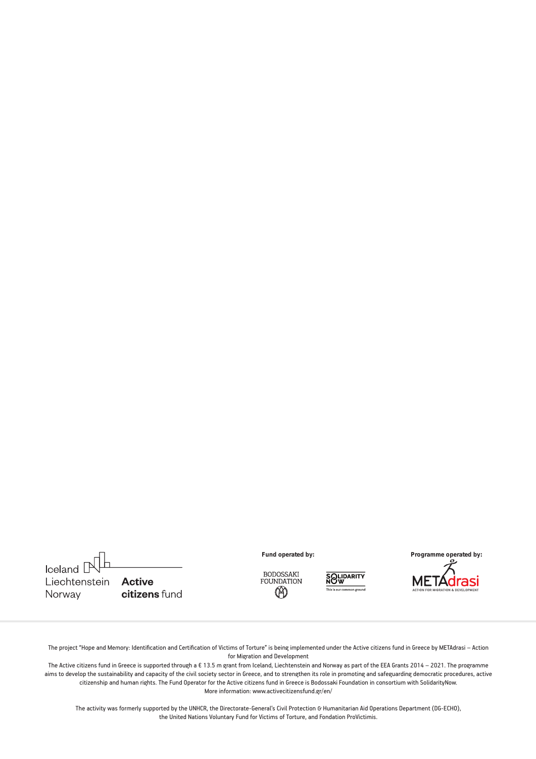Iceland
Liechtenstein
Norway
**Active citizens** fund

**Fund operated by:**

BODOSSAKI FOUNDATION

SOLIDARITY NOW
This is our common ground

**Programme operated by:**

METAdrasi
ACTION FOR MIGRATION & DEVELOPMENT

The project "Hope and Memory: Identification and Certification of Victims of Torture" is being implemented under the Active citizens fund in Greece by METAdrasi – Action for Migration and Development

The Active citizens fund in Greece is supported through a € 13.5 m grant from Iceland, Liechtenstein and Norway as part of the EEA Grants 2014 – 2021. The programme aims to develop the sustainability and capacity of the civil society sector in Greece, and to strengthen its role in promoting and safeguarding democratic procedures, active citizenship and human rights. The Fund Operator for the Active citizens fund in Greece is Bodossaki Foundation in consortium with SolidarityNow.
More information: www.activecitizensfund.gr/en/

The activity was formerly supported by the UNHCR, the Directorate-General's Civil Protection & Humanitarian Aid Operations Department (DG-ECHO), the United Nations Voluntary Fund for Victims of Torture, and Fondation ProVictimis.